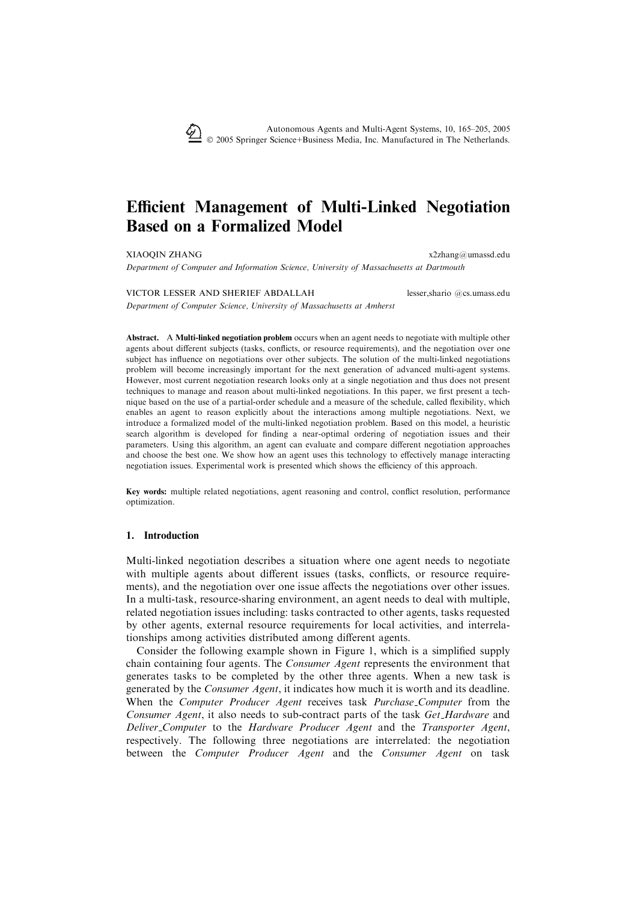# Efficient Management of Multi-Linked Negotiation Based on a Formalized Model

XIAOQIN ZHANG x2zhang@umassd.edu
*Department of Computer and Information Science, University of Massachusetts at Dartmouth*

VICTOR LESSER AND SHERIEF ABDALLAH lesser,shario @cs.umass.edu
*Department of Computer Science, University of Massachusetts at Amherst*

**Abstract.** A **Multi-linked negotiation problem** occurs when an agent needs to negotiate with multiple other agents about different subjects (tasks, conflicts, or resource requirements), and the negotiation over one subject has influence on negotiations over other subjects. The solution of the multi-linked negotiations problem will become increasingly important for the next generation of advanced multi-agent systems. However, most current negotiation research looks only at a single negotiation and thus does not present techniques to manage and reason about multi-linked negotiations. In this paper, we first present a technique based on the use of a partial-order schedule and a measure of the schedule, called flexibility, which enables an agent to reason explicitly about the interactions among multiple negotiations. Next, we introduce a formalized model of the multi-linked negotiation problem. Based on this model, a heuristic search algorithm is developed for finding a near-optimal ordering of negotiation issues and their parameters. Using this algorithm, an agent can evaluate and compare different negotiation approaches and choose the best one. We show how an agent uses this technology to effectively manage interacting negotiation issues. Experimental work is presented which shows the efficiency of this approach.

**Key words:** multiple related negotiations, agent reasoning and control, conflict resolution, performance optimization.

## 1. Introduction

Multi-linked negotiation describes a situation where one agent needs to negotiate with multiple agents about different issues (tasks, conflicts, or resource requirements), and the negotiation over one issue affects the negotiations over other issues. In a multi-task, resource-sharing environment, an agent needs to deal with multiple, related negotiation issues including: tasks contracted to other agents, tasks requested by other agents, external resource requirements for local activities, and interrelationships among activities distributed among different agents.

Consider the following example shown in Figure 1, which is a simplified supply chain containing four agents. The *Consumer Agent* represents the environment that generates tasks to be completed by the other three agents. When a new task is generated by the *Consumer Agent*, it indicates how much it is worth and its deadline. When the *Computer Producer Agent* receives task *Purchase_Computer* from the *Consumer Agent*, it also needs to sub-contract parts of the task *Get_Hardware* and *Deliver_Computer* to the *Hardware Producer Agent* and the *Transporter Agent*, respectively. The following three negotiations are interrelated: the negotiation between the *Computer Producer Agent* and the *Consumer Agent* on task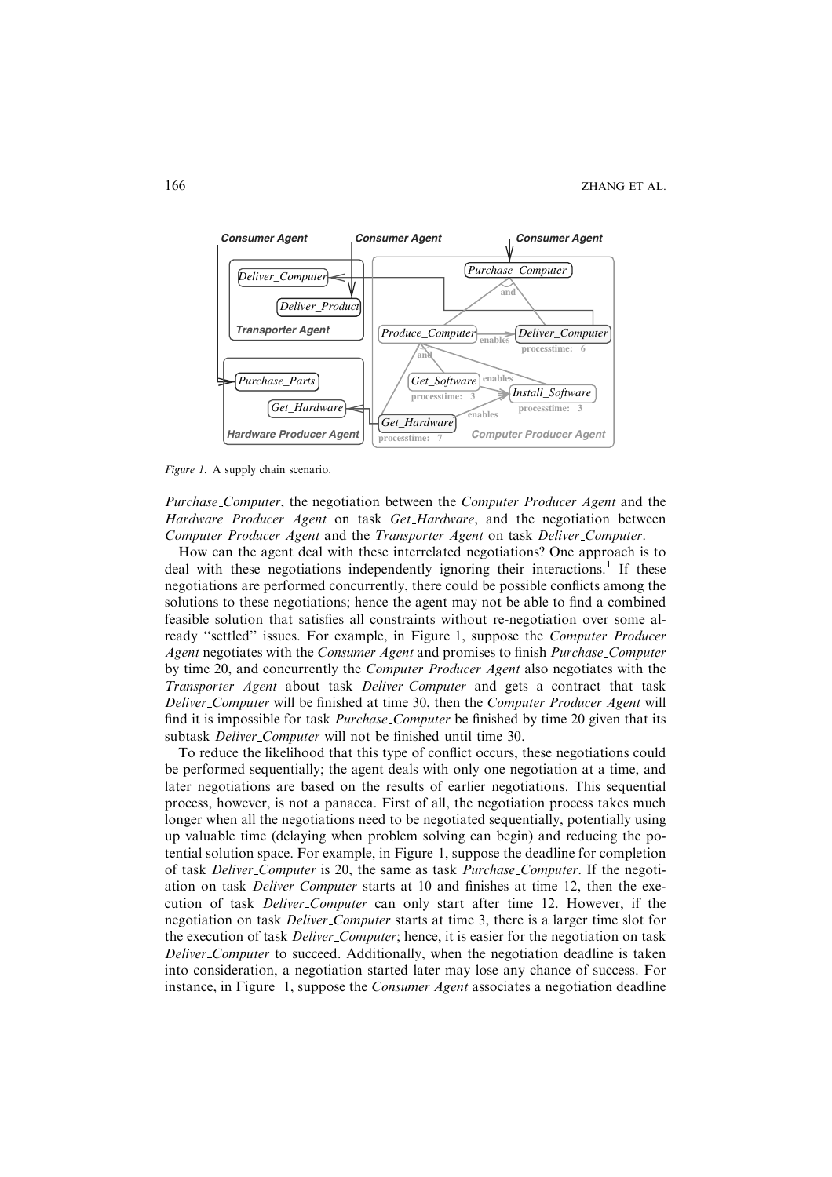Figure 1. A supply chain scenario.

*Purchase_Computer*, the negotiation between the *Computer Producer Agent* and the *Hardware Producer Agent* on task *Get_Hardware*, and the negotiation between *Computer Producer Agent* and the *Transporter Agent* on task *Deliver_Computer*.

How can the agent deal with these interrelated negotiations? One approach is to deal with these negotiations independently ignoring their interactions.[1] If these negotiations are performed concurrently, there could be possible conflicts among the solutions to these negotiations; hence the agent may not be able to find a combined feasible solution that satisfies all constraints without re-negotiation over some already "settled" issues. For example, in Figure 1, suppose the *Computer Producer Agent* negotiates with the *Consumer Agent* and promises to finish *Purchase_Computer* by time 20, and concurrently the *Computer Producer Agent* also negotiates with the *Transporter Agent* about task *Deliver_Computer* and gets a contract that task *Deliver_Computer* will be finished at time 30, then the *Computer Producer Agent* will find it is impossible for task *Purchase_Computer* be finished by time 20 given that its subtask *Deliver_Computer* will not be finished until time 30.

To reduce the likelihood that this type of conflict occurs, these negotiations could be performed sequentially; the agent deals with only one negotiation at a time, and later negotiations are based on the results of earlier negotiations. This sequential process, however, is not a panacea. First of all, the negotiation process takes much longer when all the negotiations need to be negotiated sequentially, potentially using up valuable time (delaying when problem solving can begin) and reducing the potential solution space. For example, in Figure 1, suppose the deadline for completion of task *Deliver_Computer* is 20, the same as task *Purchase_Computer*. If the negotiation on task *Deliver_Computer* starts at 10 and finishes at time 12, then the execution of task *Deliver_Computer* can only start after time 12. However, if the negotiation on task *Deliver_Computer* starts at time 3, there is a larger time slot for the execution of task *Deliver_Computer*; hence, it is easier for the negotiation on task *Deliver_Computer* to succeed. Additionally, when the negotiation deadline is taken into consideration, a negotiation started later may lose any chance of success. For instance, in Figure 1, suppose the *Consumer Agent* associates a negotiation deadline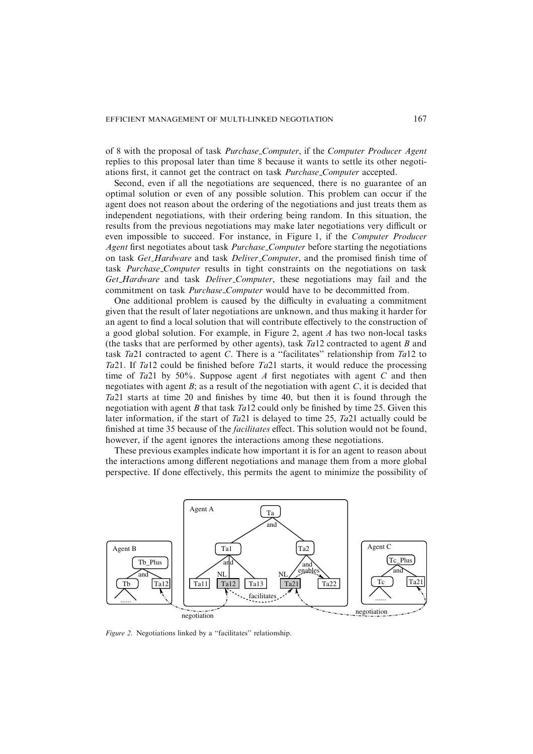of 8 with the proposal of task *Purchase_Computer*, if the *Computer Producer Agent* replies to this proposal later than time 8 because it wants to settle its other negotiations first, it cannot get the contract on task *Purchase_Computer* accepted.

Second, even if all the negotiations are sequenced, there is no guarantee of an optimal solution or even of any possible solution. This problem can occur if the agent does not reason about the ordering of the negotiations and just treats them as independent negotiations, with their ordering being random. In this situation, the results from the previous negotiations may make later negotiations very difficult or even impossible to succeed. For instance, in Figure 1, if the *Computer Producer Agent* first negotiates about task *Purchase_Computer* before starting the negotiations on task *Get_Hardware* and task *Deliver_Computer*, and the promised finish time of task *Purchase_Computer* results in tight constraints on the negotiations on task *Get_Hardware* and task *Deliver_Computer*, these negotiations may fail and the commitment on task *Purchase_Computer* would have to be decommitted from.

One additional problem is caused by the difficulty in evaluating a commitment given that the result of later negotiations are unknown, and thus making it harder for an agent to find a local solution that will contribute effectively to the construction of a good global solution. For example, in Figure 2, agent *A* has two non-local tasks (the tasks that are performed by other agents), task *Ta*12 contracted to agent *B* and task *Ta*21 contracted to agent *C*. There is a "facilitates" relationship from *Ta*12 to *Ta*21. If *Ta*12 could be finished before *Ta*21 starts, it would reduce the processing time of *Ta*21 by 50%. Suppose agent *A* first negotiates with agent *C* and then negotiates with agent *B*; as a result of the negotiation with agent *C*, it is decided that *Ta*21 starts at time 20 and finishes by time 40, but then it is found through the negotiation with agent *B* that task *Ta*12 could only be finished by time 25. Given this later information, if the start of *Ta*21 is delayed to time 25, *Ta*21 actually could be finished at time 35 because of the *facilitates* effect. This solution would not be found, however, if the agent ignores the interactions among these negotiations.

These previous examples indicate how important it is for an agent to reason about the interactions among different negotiations and manage them from a more global perspective. If done effectively, this permits the agent to minimize the possibility of

*Figure 2.* Negotiations linked by a "facilitates" relationship.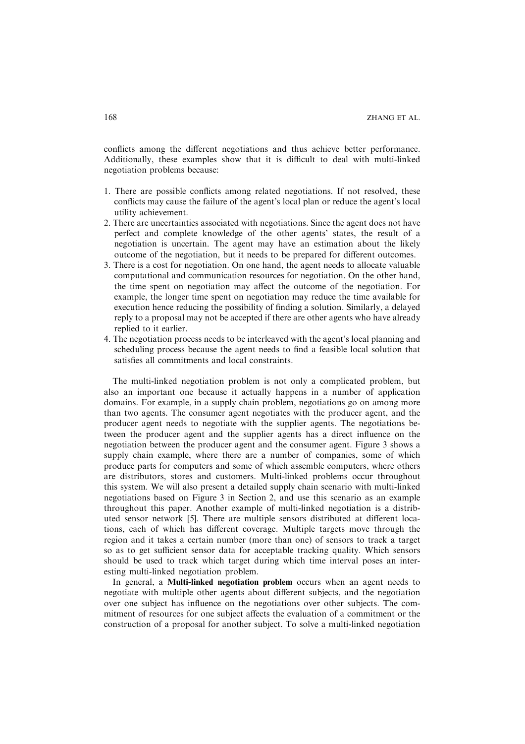conflicts among the different negotiations and thus achieve better performance. Additionally, these examples show that it is difficult to deal with multi-linked negotiation problems because:

1. There are possible conflicts among related negotiations. If not resolved, these conflicts may cause the failure of the agent's local plan or reduce the agent's local utility achievement.
2. There are uncertainties associated with negotiations. Since the agent does not have perfect and complete knowledge of the other agents' states, the result of a negotiation is uncertain. The agent may have an estimation about the likely outcome of the negotiation, but it needs to be prepared for different outcomes.
3. There is a cost for negotiation. On one hand, the agent needs to allocate valuable computational and communication resources for negotiation. On the other hand, the time spent on negotiation may affect the outcome of the negotiation. For example, the longer time spent on negotiation may reduce the time available for execution hence reducing the possibility of finding a solution. Similarly, a delayed reply to a proposal may not be accepted if there are other agents who have already replied to it earlier.
4. The negotiation process needs to be interleaved with the agent's local planning and scheduling process because the agent needs to find a feasible local solution that satisfies all commitments and local constraints.

The multi-linked negotiation problem is not only a complicated problem, but also an important one because it actually happens in a number of application domains. For example, in a supply chain problem, negotiations go on among more than two agents. The consumer agent negotiates with the producer agent, and the producer agent needs to negotiate with the supplier agents. The negotiations between the producer agent and the supplier agents has a direct influence on the negotiation between the producer agent and the consumer agent. Figure 3 shows a supply chain example, where there are a number of companies, some of which produce parts for computers and some of which assemble computers, where others are distributors, stores and customers. Multi-linked problems occur throughout this system. We will also present a detailed supply chain scenario with multi-linked negotiations based on Figure 3 in Section 2, and use this scenario as an example throughout this paper. Another example of multi-linked negotiation is a distributed sensor network [5]. There are multiple sensors distributed at different locations, each of which has different coverage. Multiple targets move through the region and it takes a certain number (more than one) of sensors to track a target so as to get sufficient sensor data for acceptable tracking quality. Which sensors should be used to track which target during which time interval poses an interesting multi-linked negotiation problem.

In general, a **Multi-linked negotiation problem** occurs when an agent needs to negotiate with multiple other agents about different subjects, and the negotiation over one subject has influence on the negotiations over other subjects. The commitment of resources for one subject affects the evaluation of a commitment or the construction of a proposal for another subject. To solve a multi-linked negotiation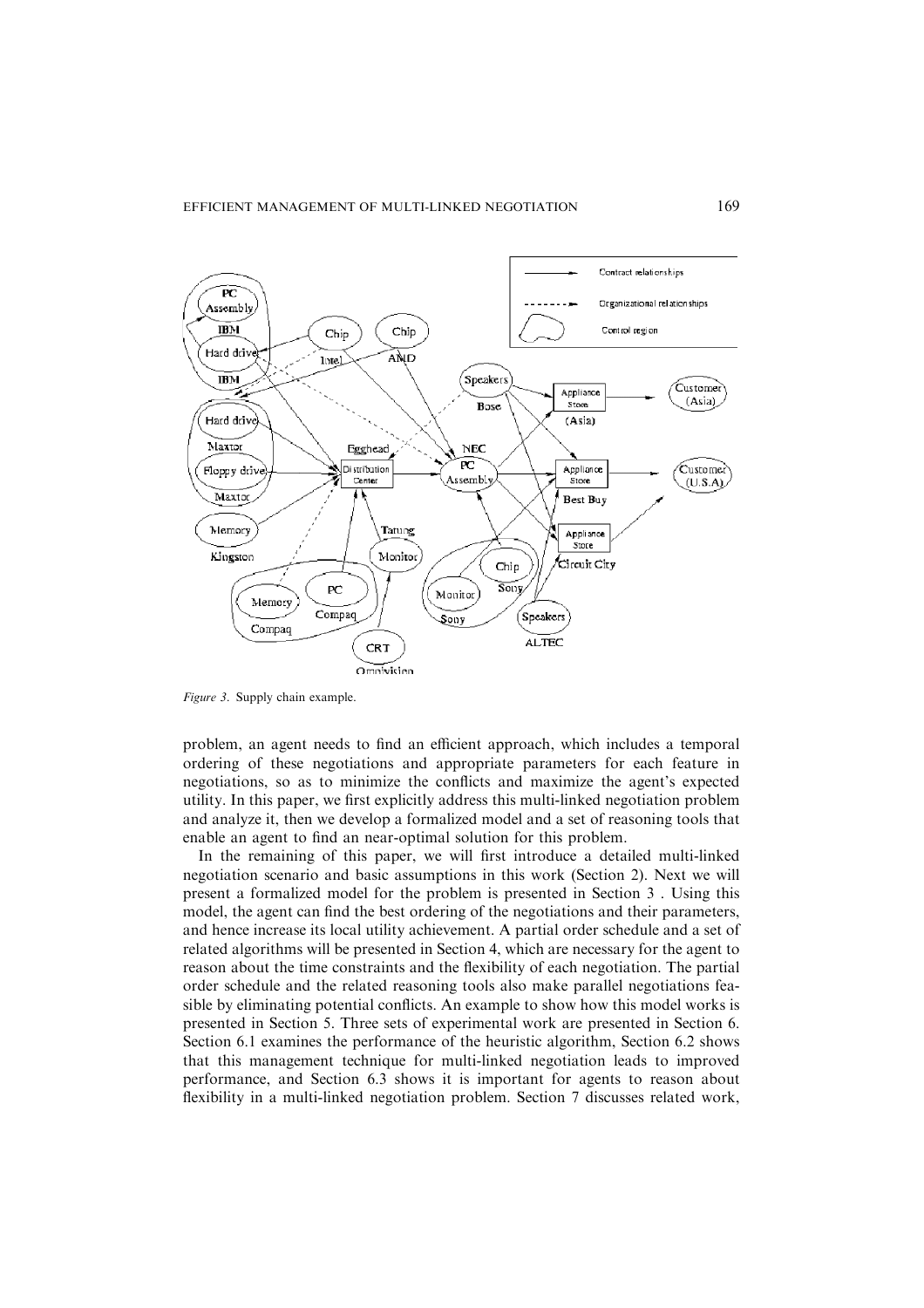*Figure 3.* Supply chain example.

problem, an agent needs to find an efficient approach, which includes a temporal ordering of these negotiations and appropriate parameters for each feature in negotiations, so as to minimize the conflicts and maximize the agent's expected utility. In this paper, we first explicitly address this multi-linked negotiation problem and analyze it, then we develop a formalized model and a set of reasoning tools that enable an agent to find an near-optimal solution for this problem.

In the remaining of this paper, we will first introduce a detailed multi-linked negotiation scenario and basic assumptions in this work (Section 2). Next we will present a formalized model for the problem is presented in Section 3 . Using this model, the agent can find the best ordering of the negotiations and their parameters, and hence increase its local utility achievement. A partial order schedule and a set of related algorithms will be presented in Section 4, which are necessary for the agent to reason about the time constraints and the flexibility of each negotiation. The partial order schedule and the related reasoning tools also make parallel negotiations feasible by eliminating potential conflicts. An example to show how this model works is presented in Section 5. Three sets of experimental work are presented in Section 6. Section 6.1 examines the performance of the heuristic algorithm, Section 6.2 shows that this management technique for multi-linked negotiation leads to improved performance, and Section 6.3 shows it is important for agents to reason about flexibility in a multi-linked negotiation problem. Section 7 discusses related work,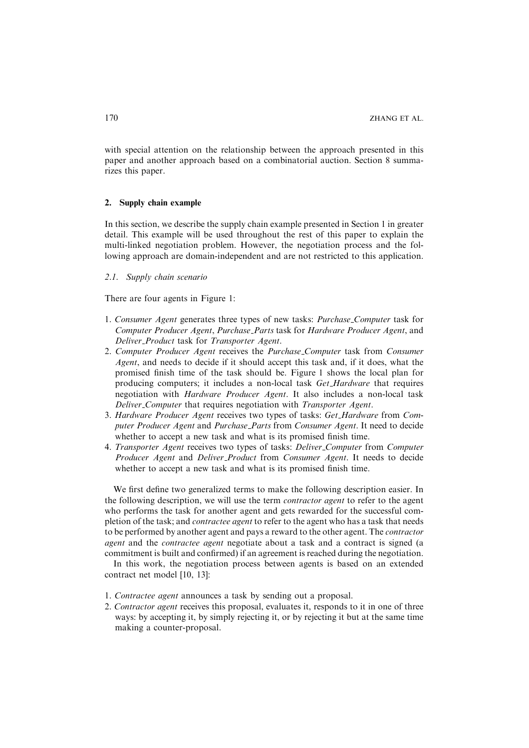with special attention on the relationship between the approach presented in this paper and another approach based on a combinatorial auction. Section 8 summarizes this paper.

## 2. Supply chain example

In this section, we describe the supply chain example presented in Section 1 in greater detail. This example will be used throughout the rest of this paper to explain the multi-linked negotiation problem. However, the negotiation process and the following approach are domain-independent and are not restricted to this application.

### 2.1. Supply chain scenario

There are four agents in Figure 1:

1. *Consumer Agent* generates three types of new tasks: *Purchase_Computer* task for *Computer Producer Agent*, *Purchase_Parts* task for *Hardware Producer Agent*, and *Deliver_Product* task for *Transporter Agent*.
2. *Computer Producer Agent* receives the *Purchase_Computer* task from *Consumer Agent*, and needs to decide if it should accept this task and, if it does, what the promised finish time of the task should be. Figure 1 shows the local plan for producing computers; it includes a non-local task *Get_Hardware* that requires negotiation with *Hardware Producer Agent*. It also includes a non-local task *Deliver_Computer* that requires negotiation with *Transporter Agent*.
3. *Hardware Producer Agent* receives two types of tasks: *Get_Hardware* from *Computer Producer Agent* and *Purchase_Parts* from *Consumer Agent*. It need to decide whether to accept a new task and what is its promised finish time.
4. *Transporter Agent* receives two types of tasks: *Deliver_Computer* from *Computer Producer Agent* and *Deliver_Product* from *Consumer Agent*. It needs to decide whether to accept a new task and what is its promised finish time.

We first define two generalized terms to make the following description easier. In the following description, we will use the term *contractor agent* to refer to the agent who performs the task for another agent and gets rewarded for the successful completion of the task; and *contractee agent* to refer to the agent who has a task that needs to be performed by another agent and pays a reward to the other agent. The *contractor agent* and the *contractee agent* negotiate about a task and a contract is signed (a commitment is built and confirmed) if an agreement is reached during the negotiation.

In this work, the negotiation process between agents is based on an extended contract net model [10, 13]:

1. *Contractee agent* announces a task by sending out a proposal.
2. *Contractor agent* receives this proposal, evaluates it, responds to it in one of three ways: by accepting it, by simply rejecting it, or by rejecting it but at the same time making a counter-proposal.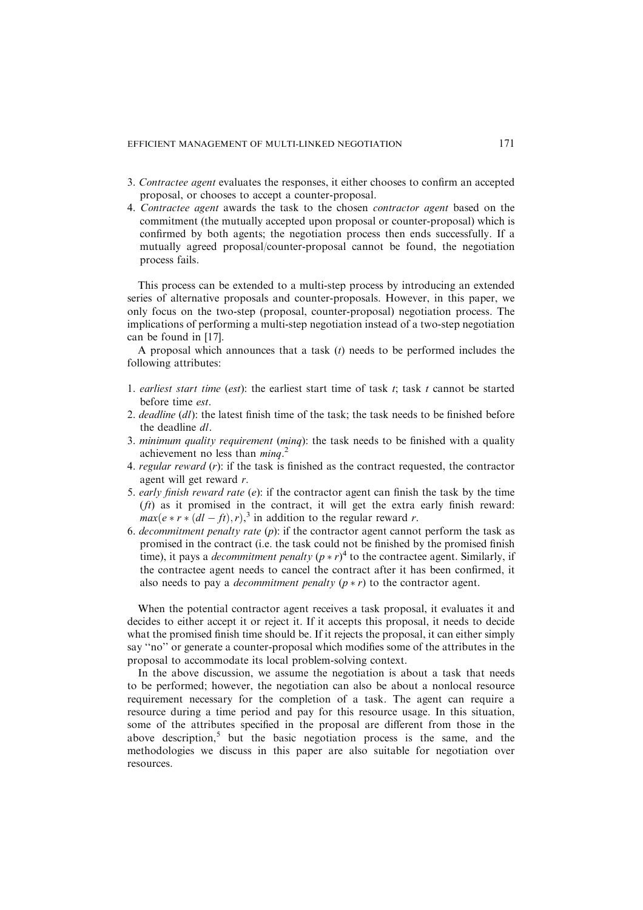3. *Contractee agent* evaluates the responses, it either chooses to confirm an accepted proposal, or chooses to accept a counter-proposal.
4. *Contractee agent* awards the task to the chosen *contractor agent* based on the commitment (the mutually accepted upon proposal or counter-proposal) which is confirmed by both agents; the negotiation process then ends successfully. If a mutually agreed proposal/counter-proposal cannot be found, the negotiation process fails.

This process can be extended to a multi-step process by introducing an extended series of alternative proposals and counter-proposals. However, in this paper, we only focus on the two-step (proposal, counter-proposal) negotiation process. The implications of performing a multi-step negotiation instead of a two-step negotiation can be found in [17].

A proposal which announces that a task ($t$) needs to be performed includes the following attributes:

1. *earliest start time* ($est$): the earliest start time of task $t$; task $t$ cannot be started before time $est$.
2. *deadline* ($dl$): the latest finish time of the task; the task needs to be finished before the deadline $dl$.
3. *minimum quality requirement* ($minq$): the task needs to be finished with a quality achievement no less than $minq$.[2]
4. *regular reward* ($r$): if the task is finished as the contract requested, the contractor agent will get reward $r$.
5. *early finish reward rate* ($e$): if the contractor agent can finish the task by the time ($ft$) as it promised in the contract, it will get the extra early finish reward: $max(e * r * (dl - ft), r)$,[3] in addition to the regular reward $r$.
6. *decommitment penalty rate* ($p$): if the contractor agent cannot perform the task as promised in the contract (i.e. the task could not be finished by the promised finish time), it pays a *decommitment penalty* ($p * r$)[4] to the contractee agent. Similarly, if the contractee agent needs to cancel the contract after it has been confirmed, it also needs to pay a *decommitment penalty* ($p * r$) to the contractor agent.

When the potential contractor agent receives a task proposal, it evaluates it and decides to either accept it or reject it. If it accepts this proposal, it needs to decide what the promised finish time should be. If it rejects the proposal, it can either simply say "no" or generate a counter-proposal which modifies some of the attributes in the proposal to accommodate its local problem-solving context.

In the above discussion, we assume the negotiation is about a task that needs to be performed; however, the negotiation can also be about a nonlocal resource requirement necessary for the completion of a task. The agent can require a resource during a time period and pay for this resource usage. In this situation, some of the attributes specified in the proposal are different from those in the above description,[5] but the basic negotiation process is the same, and the methodologies we discuss in this paper are also suitable for negotiation over resources.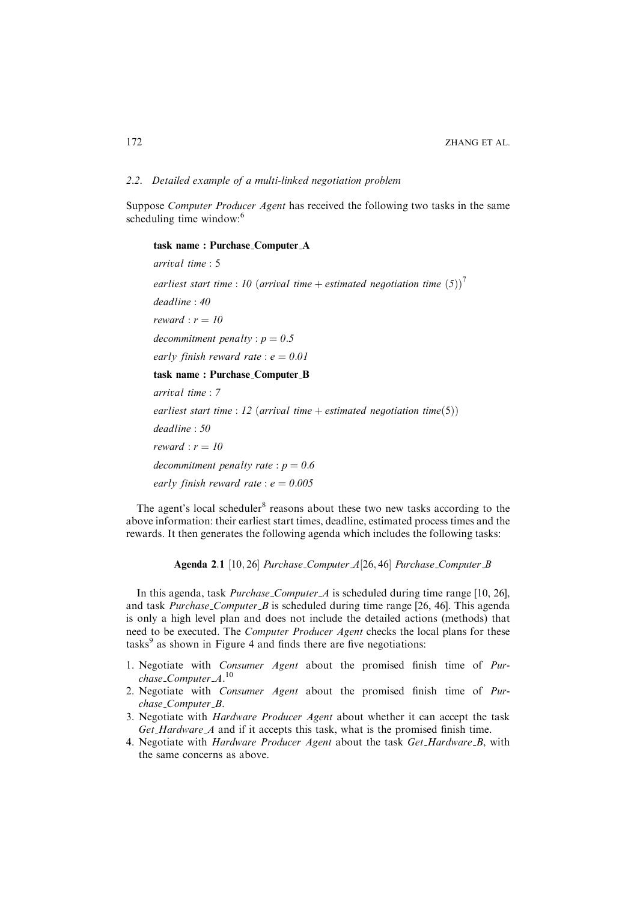### 2.2. Detailed example of a multi-linked negotiation problem

Suppose *Computer Producer Agent* has received the following two tasks in the same scheduling time window:[6]

**task name : Purchase_Computer_A**

*arrival time* : 5

*earliest start time* : *10* (*arrival time* + *estimated negotiation time* (*5*))[7]

*deadline* : *40*

*reward* : $r = 10$

*decommitment penalty* : $p = 0.5$

*early finish reward rate* : $e = 0.01$

**task name : Purchase_Computer_B**

*arrival time* : *7*

*earliest start time* : *12* (*arrival time* + *estimated negotiation time*(5))

*deadline* : *50*

*reward* : $r = 10$

*decommitment penalty rate* : $p = 0.6$

*early finish reward rate* : $e = 0.005$

The agent's local scheduler[8] reasons about these two new tasks according to the above information: their earliest start times, deadline, estimated process times and the rewards. It then generates the following agenda which includes the following tasks:

**Agenda 2.1** [10, 26] *Purchase_Computer_A*[26, 46] *Purchase_Computer_B*

In this agenda, task *Purchase_Computer_A* is scheduled during time range [10, 26], and task *Purchase_Computer_B* is scheduled during time range [26, 46]. This agenda is only a high level plan and does not include the detailed actions (methods) that need to be executed. The *Computer Producer Agent* checks the local plans for these tasks[9] as shown in Figure 4 and finds there are five negotiations:

1. Negotiate with *Consumer Agent* about the promised finish time of *Purchase_Computer_A*.[10]
2. Negotiate with *Consumer Agent* about the promised finish time of *Purchase_Computer_B*.
3. Negotiate with *Hardware Producer Agent* about whether it can accept the task *Get_Hardware_A* and if it accepts this task, what is the promised finish time.
4. Negotiate with *Hardware Producer Agent* about the task *Get_Hardware_B*, with the same concerns as above.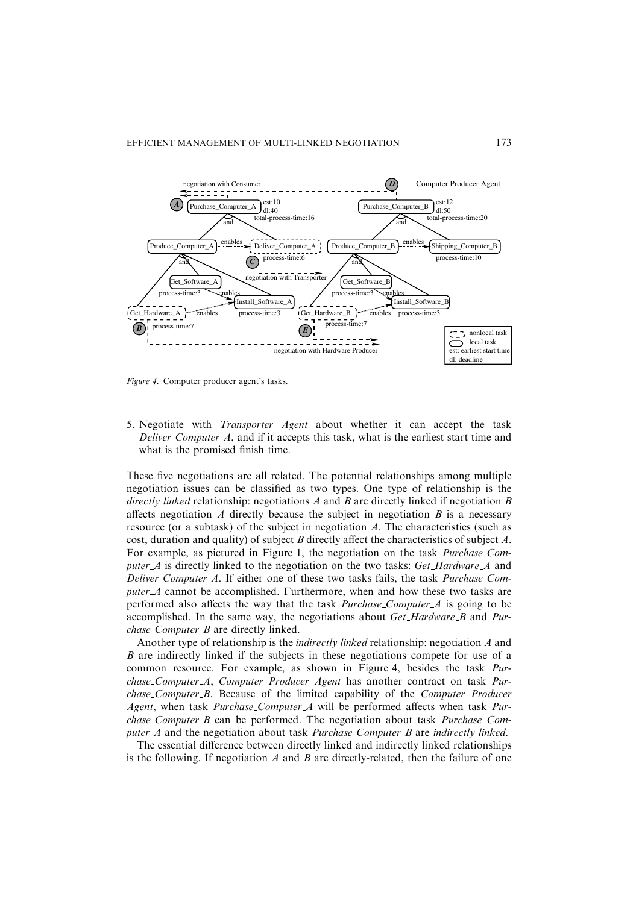*Figure 4.* Computer producer agent's tasks.

5. Negotiate with *Transporter Agent* about whether it can accept the task *Deliver_Computer_A*, and if it accepts this task, what is the earliest start time and what is the promised finish time.

These five negotiations are all related. The potential relationships among multiple negotiation issues can be classified as two types. One type of relationship is the *directly linked* relationship: negotiations *A* and *B* are directly linked if negotiation *B* affects negotiation *A* directly because the subject in negotiation *B* is a necessary resource (or a subtask) of the subject in negotiation *A*. The characteristics (such as cost, duration and quality) of subject *B* directly affect the characteristics of subject *A*. For example, as pictured in Figure 1, the negotiation on the task *Purchase_Computer_A* is directly linked to the negotiation on the two tasks: *Get_Hardware_A* and *Deliver_Computer_A*. If either one of these two tasks fails, the task *Purchase_Computer_A* cannot be accomplished. Furthermore, when and how these two tasks are performed also affects the way that the task *Purchase_Computer_A* is going to be accomplished. In the same way, the negotiations about *Get_Hardware_B* and *Purchase_Computer_B* are directly linked.

Another type of relationship is the *indirectly linked* relationship: negotiation *A* and *B* are indirectly linked if the subjects in these negotiations compete for use of a common resource. For example, as shown in Figure 4, besides the task *Purchase_Computer_A*, *Computer Producer Agent* has another contract on task *Purchase_Computer_B*. Because of the limited capability of the *Computer Producer Agent*, when task *Purchase_Computer_A* will be performed affects when task *Purchase_Computer_B* can be performed. The negotiation about task *Purchase Computer_A* and the negotiation about task *Purchase_Computer_B* are *indirectly linked*.

The essential difference between directly linked and indirectly linked relationships is the following. If negotiation *A* and *B* are directly-related, then the failure of one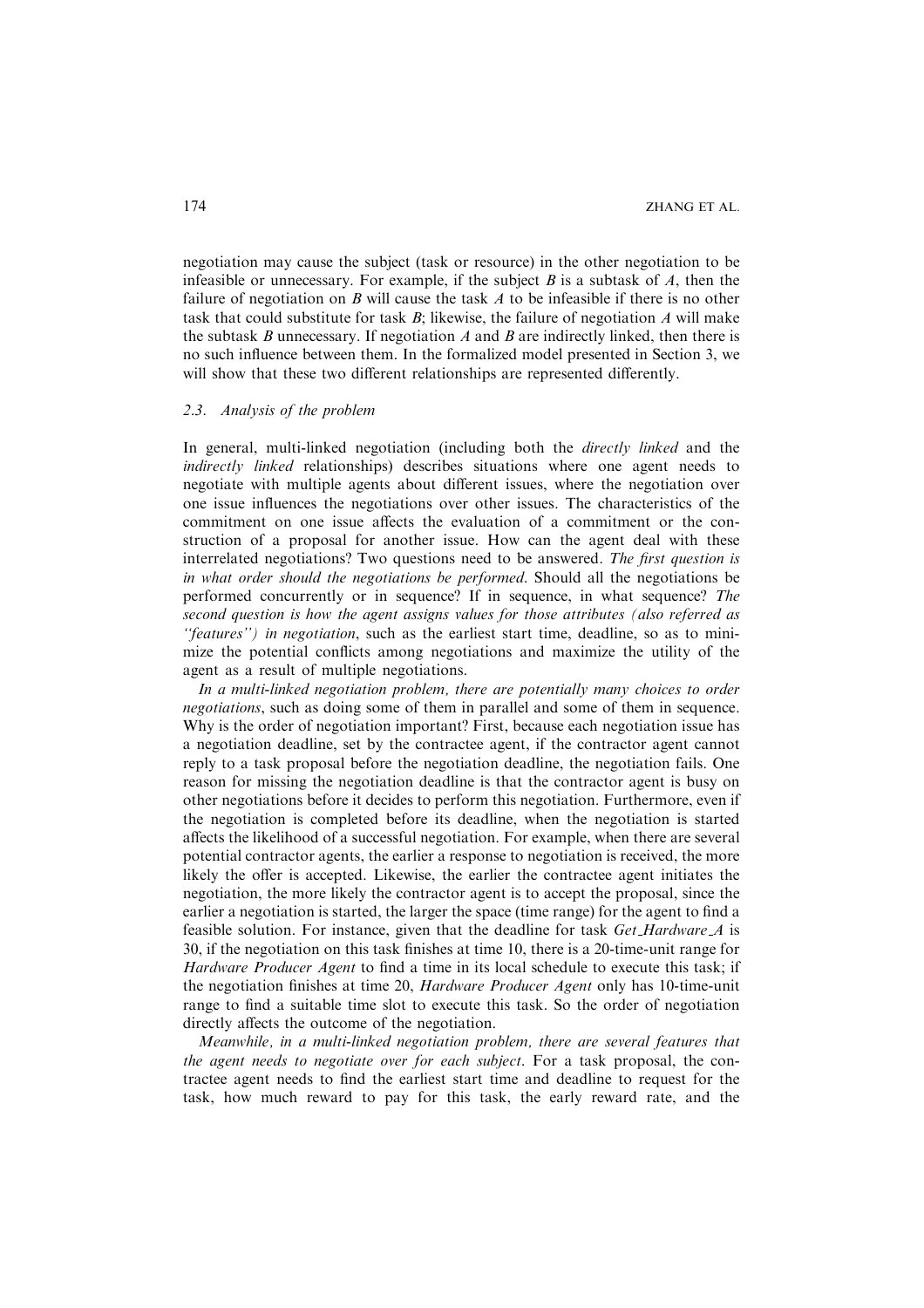negotiation may cause the subject (task or resource) in the other negotiation to be infeasible or unnecessary. For example, if the subject $B$ is a subtask of $A$, then the failure of negotiation on $B$ will cause the task $A$ to be infeasible if there is no other task that could substitute for task $B$; likewise, the failure of negotiation $A$ will make the subtask $B$ unnecessary. If negotiation $A$ and $B$ are indirectly linked, then there is no such influence between them. In the formalized model presented in Section 3, we will show that these two different relationships are represented differently.

### 2.3. Analysis of the problem

In general, multi-linked negotiation (including both the *directly linked* and the *indirectly linked* relationships) describes situations where one agent needs to negotiate with multiple agents about different issues, where the negotiation over one issue influences the negotiations over other issues. The characteristics of the commitment on one issue affects the evaluation of a commitment or the construction of a proposal for another issue. How can the agent deal with these interrelated negotiations? Two questions need to be answered. *The first question is in what order should the negotiations be performed*. Should all the negotiations be performed concurrently or in sequence? If in sequence, in what sequence? *The second question is how the agent assigns values for those attributes (also referred as "features") in negotiation*, such as the earliest start time, deadline, so as to minimize the potential conflicts among negotiations and maximize the utility of the agent as a result of multiple negotiations.

*In a multi-linked negotiation problem, there are potentially many choices to order negotiations*, such as doing some of them in parallel and some of them in sequence. Why is the order of negotiation important? First, because each negotiation issue has a negotiation deadline, set by the contractee agent, if the contractor agent cannot reply to a task proposal before the negotiation deadline, the negotiation fails. One reason for missing the negotiation deadline is that the contractor agent is busy on other negotiations before it decides to perform this negotiation. Furthermore, even if the negotiation is completed before its deadline, when the negotiation is started affects the likelihood of a successful negotiation. For example, when there are several potential contractor agents, the earlier a response to negotiation is received, the more likely the offer is accepted. Likewise, the earlier the contractee agent initiates the negotiation, the more likely the contractor agent is to accept the proposal, since the earlier a negotiation is started, the larger the space (time range) for the agent to find a feasible solution. For instance, given that the deadline for task *Get_Hardware_A* is 30, if the negotiation on this task finishes at time 10, there is a 20-time-unit range for *Hardware Producer Agent* to find a time in its local schedule to execute this task; if the negotiation finishes at time 20, *Hardware Producer Agent* only has 10-time-unit range to find a suitable time slot to execute this task. So the order of negotiation directly affects the outcome of the negotiation.

*Meanwhile, in a multi-linked negotiation problem, there are several features that the agent needs to negotiate over for each subject*. For a task proposal, the contractee agent needs to find the earliest start time and deadline to request for the task, how much reward to pay for this task, the early reward rate, and the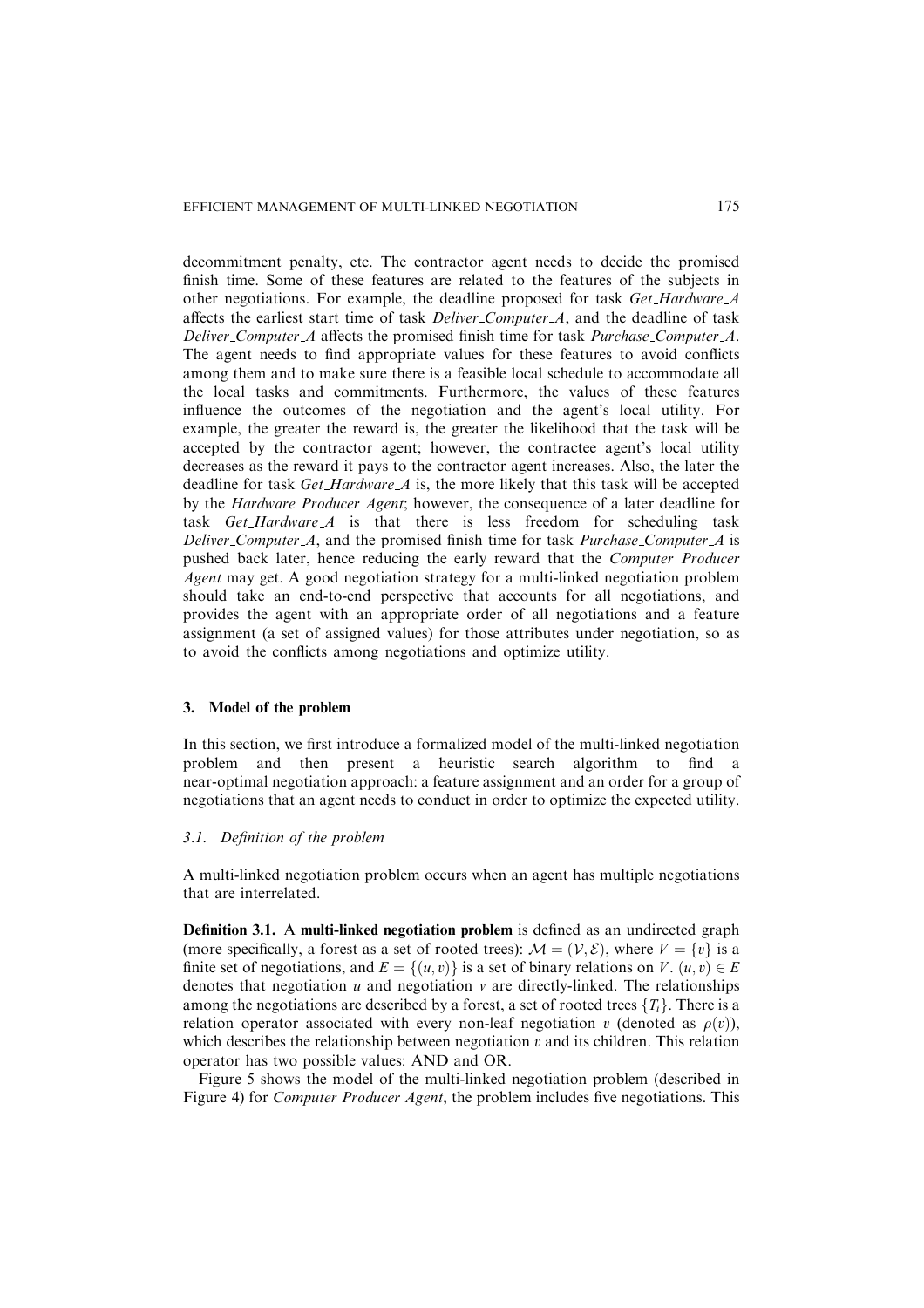decommitment penalty, etc. The contractor agent needs to decide the promised finish time. Some of these features are related to the features of the subjects in other negotiations. For example, the deadline proposed for task *Get_Hardware_A* affects the earliest start time of task *Deliver_Computer_A*, and the deadline of task *Deliver_Computer_A* affects the promised finish time for task *Purchase_Computer_A*. The agent needs to find appropriate values for these features to avoid conflicts among them and to make sure there is a feasible local schedule to accommodate all the local tasks and commitments. Furthermore, the values of these features influence the outcomes of the negotiation and the agent's local utility. For example, the greater the reward is, the greater the likelihood that the task will be accepted by the contractor agent; however, the contractee agent's local utility decreases as the reward it pays to the contractor agent increases. Also, the later the deadline for task *Get_Hardware_A* is, the more likely that this task will be accepted by the *Hardware Producer Agent*; however, the consequence of a later deadline for task *Get_Hardware_A* is that there is less freedom for scheduling task *Deliver_Computer_A*, and the promised finish time for task *Purchase_Computer_A* is pushed back later, hence reducing the early reward that the *Computer Producer Agent* may get. A good negotiation strategy for a multi-linked negotiation problem should take an end-to-end perspective that accounts for all negotiations, and provides the agent with an appropriate order of all negotiations and a feature assignment (a set of assigned values) for those attributes under negotiation, so as to avoid the conflicts among negotiations and optimize utility.

## 3. Model of the problem

In this section, we first introduce a formalized model of the multi-linked negotiation problem and then present a heuristic search algorithm to find a near-optimal negotiation approach: a feature assignment and an order for a group of negotiations that an agent needs to conduct in order to optimize the expected utility.

### 3.1. Definition of the problem

A multi-linked negotiation problem occurs when an agent has multiple negotiations that are interrelated.

**Definition 3.1.** A **multi-linked negotiation problem** is defined as an undirected graph (more specifically, a forest as a set of rooted trees): $\mathcal{M} = (\mathcal{V}, \mathcal{E})$, where $V = \{v\}$ is a finite set of negotiations, and $E = \{(u, v)\}$ is a set of binary relations on $V$. $(u, v) \in E$ denotes that negotiation $u$ and negotiation $v$ are directly-linked. The relationships among the negotiations are described by a forest, a set of rooted trees $\{T_i\}$. There is a relation operator associated with every non-leaf negotiation $v$ (denoted as $\rho(v)$), which describes the relationship between negotiation $v$ and its children. This relation operator has two possible values: AND and OR.

Figure 5 shows the model of the multi-linked negotiation problem (described in Figure 4) for *Computer Producer Agent*, the problem includes five negotiations. This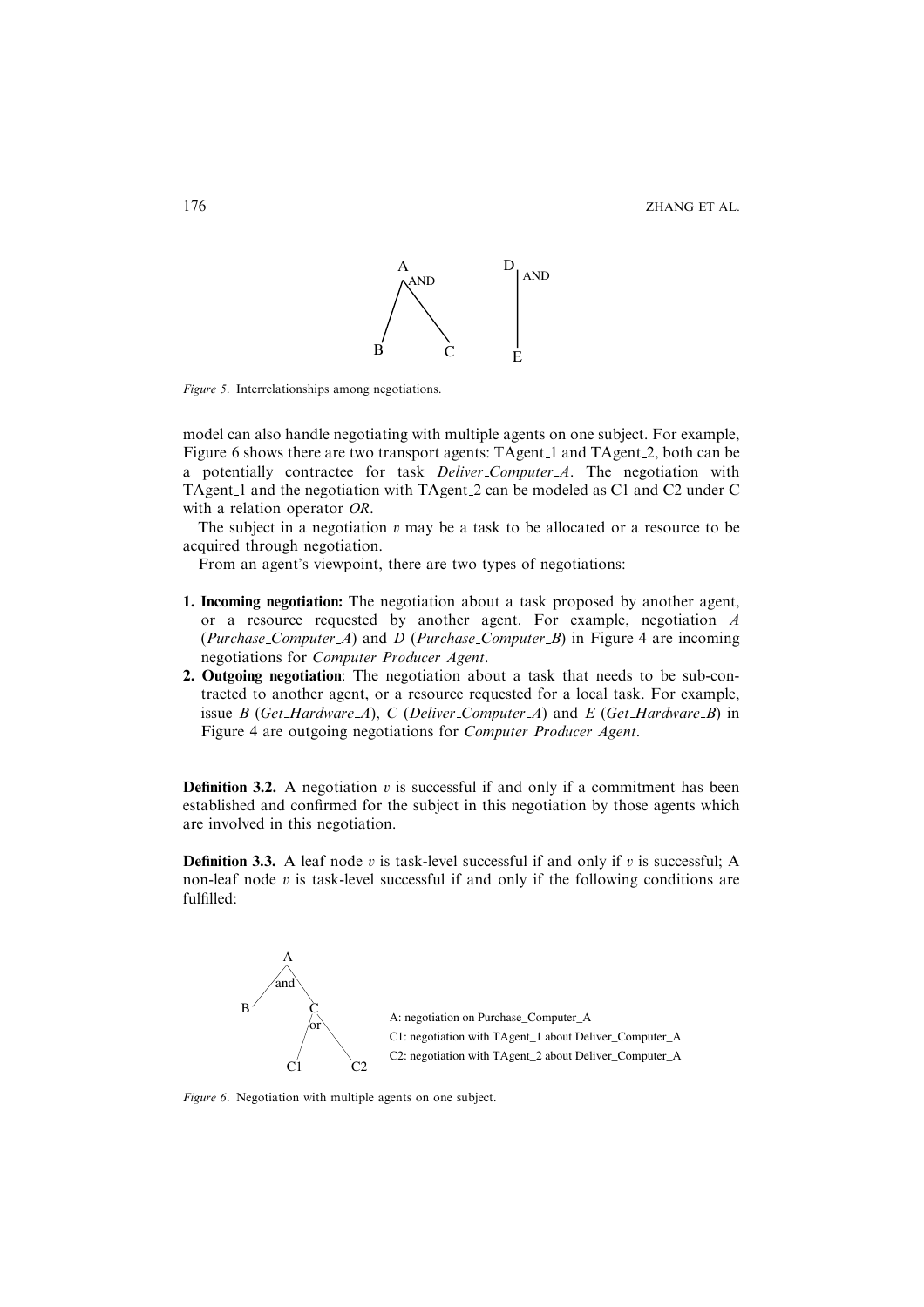*Figure 5*. Interrelationships among negotiations.

model can also handle negotiating with multiple agents on one subject. For example, Figure 6 shows there are two transport agents: TAgent_1 and TAgent_2, both can be a potentially contractee for task *Deliver_Computer_A*. The negotiation with TAgent_1 and the negotiation with TAgent_2 can be modeled as C1 and C2 under C with a relation operator *OR*.

The subject in a negotiation $v$ may be a task to be allocated or a resource to be acquired through negotiation.

From an agent's viewpoint, there are two types of negotiations:

1. **Incoming negotiation:** The negotiation about a task proposed by another agent, or a resource requested by another agent. For example, negotiation *A* (*Purchase_Computer_A*) and *D* (*Purchase_Computer_B*) in Figure 4 are incoming negotiations for *Computer Producer Agent*.
2. **Outgoing negotiation**: The negotiation about a task that needs to be sub-contracted to another agent, or a resource requested for a local task. For example, issue *B* (*Get_Hardware_A*), *C* (*Deliver_Computer_A*) and *E* (*Get_Hardware_B*) in Figure 4 are outgoing negotiations for *Computer Producer Agent*.

**Definition 3.2.** A negotiation $v$ is successful if and only if a commitment has been established and confirmed for the subject in this negotiation by those agents which are involved in this negotiation.

**Definition 3.3.** A leaf node $v$ is task-level successful if and only if $v$ is successful; A non-leaf node $v$ is task-level successful if and only if the following conditions are fulfilled:

A: negotiation on Purchase_Computer_A
C1: negotiation with TAgent_1 about Deliver_Computer_A
C2: negotiation with TAgent_2 about Deliver_Computer_A

*Figure 6*. Negotiation with multiple agents on one subject.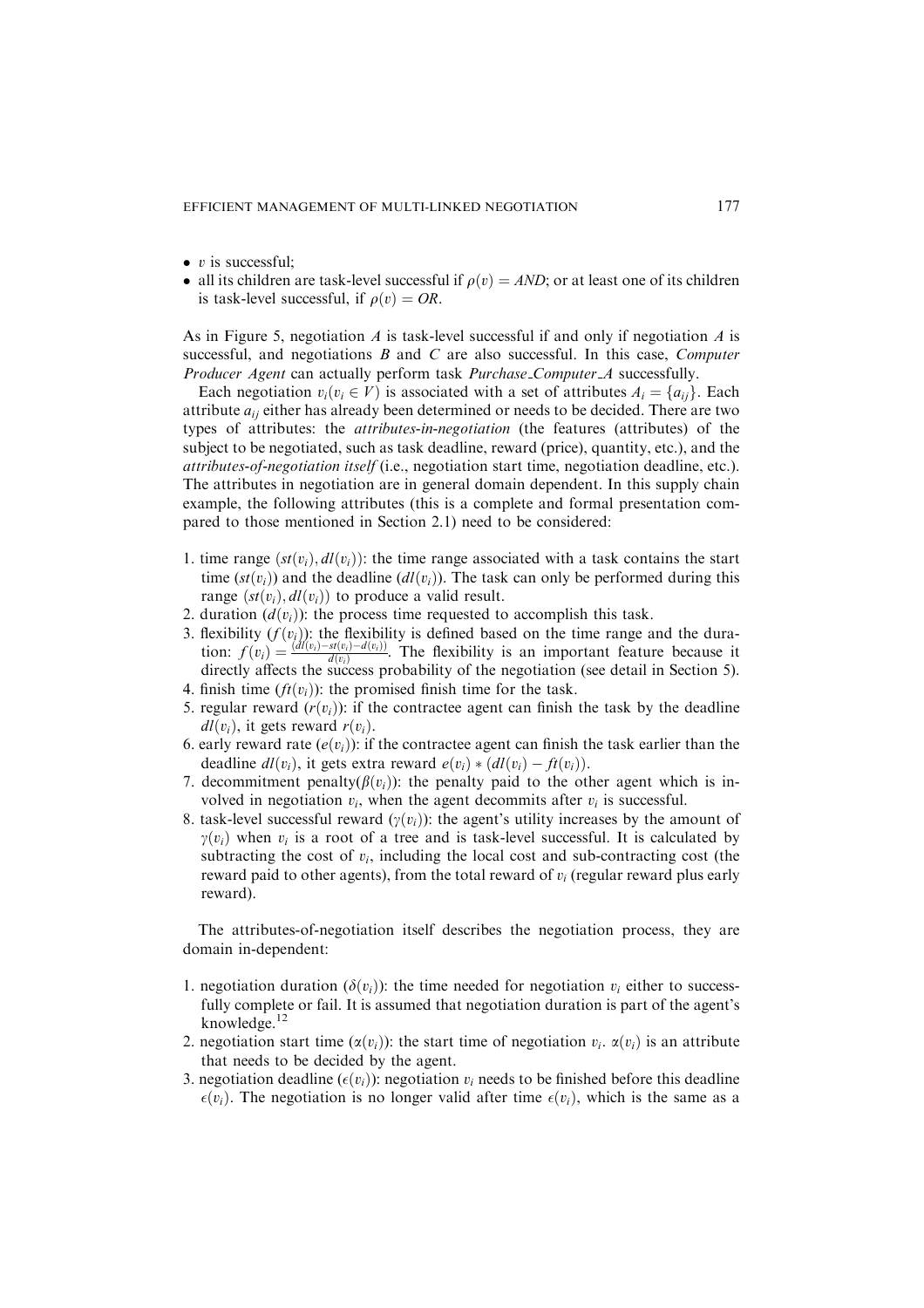- $v$ is successful;
- all its children are task-level successful if $\rho(v) = AND$; or at least one of its children is task-level successful, if $\rho(v) = OR$.

As in Figure 5, negotiation $A$ is task-level successful if and only if negotiation $A$ is successful, and negotiations $B$ and $C$ are also successful. In this case, *Computer Producer Agent* can actually perform task *Purchase_Computer_A* successfully.

Each negotiation $v_i (v_i \in V)$ is associated with a set of attributes $A_i = \{a_{ij}\}$. Each attribute $a_{ij}$ either has already been determined or needs to be decided. There are two types of attributes: the *attributes-in-negotiation* (the features (attributes) of the subject to be negotiated, such as task deadline, reward (price), quantity, etc.), and the *attributes-of-negotiation itself* (i.e., negotiation start time, negotiation deadline, etc.). The attributes in negotiation are in general domain dependent. In this supply chain example, the following attributes (this is a complete and formal presentation compared to those mentioned in Section 2.1) need to be considered:

1. time range $(st(v_i), dl(v_i))$: the time range associated with a task contains the start time $(st(v_i))$ and the deadline $(dl(v_i))$. The task can only be performed during this range $(st(v_i), dl(v_i))$ to produce a valid result.
2. duration $(d(v_i))$: the process time requested to accomplish this task.
3. flexibility $(f(v_i))$: the flexibility is defined based on the time range and the duration: $f(v_i) = \frac{(dl(v_i) - st(v_i) - d(v_i))}{d(v_i)}$. The flexibility is an important feature because it directly affects the success probability of the negotiation (see detail in Section 5).
4. finish time $(ft(v_i))$: the promised finish time for the task.
5. regular reward $(r(v_i))$: if the contractee agent can finish the task by the deadline $dl(v_i)$, it gets reward $r(v_i)$.
6. early reward rate $(e(v_i))$: if the contractee agent can finish the task earlier than the deadline $dl(v_i)$, it gets extra reward $e(v_i) * (dl(v_i) - ft(v_i))$.
7. decommitment penalty$(\beta(v_i))$: the penalty paid to the other agent which is involved in negotiation $v_i$, when the agent decommits after $v_i$ is successful.
8. task-level successful reward $(\gamma(v_i))$: the agent's utility increases by the amount of $\gamma(v_i)$ when $v_i$ is a root of a tree and is task-level successful. It is calculated by subtracting the cost of $v_i$, including the local cost and sub-contracting cost (the reward paid to other agents), from the total reward of $v_i$ (regular reward plus early reward).

The attributes-of-negotiation itself describes the negotiation process, they are domain in-dependent:

1. negotiation duration $(\delta(v_i))$: the time needed for negotiation $v_i$ either to successfully complete or fail. It is assumed that negotiation duration is part of the agent's knowledge.[12]
2. negotiation start time $(\alpha(v_i))$: the start time of negotiation $v_i$. $\alpha(v_i)$ is an attribute that needs to be decided by the agent.
3. negotiation deadline $(\epsilon(v_i))$: negotiation $v_i$ needs to be finished before this deadline $\epsilon(v_i)$. The negotiation is no longer valid after time $\epsilon(v_i)$, which is the same as a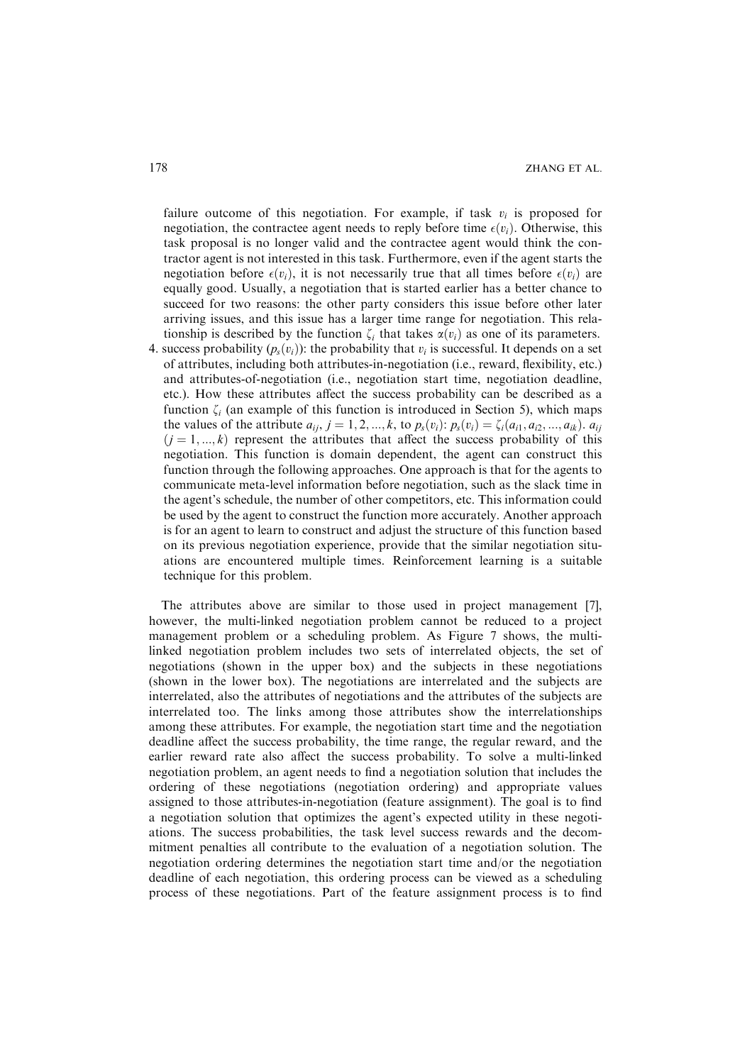failure outcome of this negotiation. For example, if task $v_i$ is proposed for negotiation, the contractee agent needs to reply before time $\epsilon(v_i)$. Otherwise, this task proposal is no longer valid and the contractee agent would think the contractor agent is not interested in this task. Furthermore, even if the agent starts the negotiation before $\epsilon(v_i)$, it is not necessarily true that all times before $\epsilon(v_i)$ are equally good. Usually, a negotiation that is started earlier has a better chance to succeed for two reasons: the other party considers this issue before other later arriving issues, and this issue has a larger time range for negotiation. This relationship is described by the function $\zeta_i$ that takes $\alpha(v_i)$ as one of its parameters.

4. success probability ($p_s(v_i)$): the probability that $v_i$ is successful. It depends on a set of attributes, including both attributes-in-negotiation (i.e., reward, flexibility, etc.) and attributes-of-negotiation (i.e., negotiation start time, negotiation deadline, etc.). How these attributes affect the success probability can be described as a function $\zeta_i$ (an example of this function is introduced in Section 5), which maps the values of the attribute $a_{ij}$, $j = 1, 2, ..., k$, to $p_s(v_i)$: $p_s(v_i) = \zeta_i(a_{i1}, a_{i2}, ..., a_{ik})$. $a_{ij}$ $(j = 1, ..., k)$ represent the attributes that affect the success probability of this negotiation. This function is domain dependent, the agent can construct this function through the following approaches. One approach is that for the agents to communicate meta-level information before negotiation, such as the slack time in the agent's schedule, the number of other competitors, etc. This information could be used by the agent to construct the function more accurately. Another approach is for an agent to learn to construct and adjust the structure of this function based on its previous negotiation experience, provide that the similar negotiation situations are encountered multiple times. Reinforcement learning is a suitable technique for this problem.

The attributes above are similar to those used in project management [7], however, the multi-linked negotiation problem cannot be reduced to a project management problem or a scheduling problem. As Figure 7 shows, the multi-linked negotiation problem includes two sets of interrelated objects, the set of negotiations (shown in the upper box) and the subjects in these negotiations (shown in the lower box). The negotiations are interrelated and the subjects are interrelated, also the attributes of negotiations and the attributes of the subjects are interrelated too. The links among those attributes show the interrelationships among these attributes. For example, the negotiation start time and the negotiation deadline affect the success probability, the time range, the regular reward, and the earlier reward rate also affect the success probability. To solve a multi-linked negotiation problem, an agent needs to find a negotiation solution that includes the ordering of these negotiations (negotiation ordering) and appropriate values assigned to those attributes-in-negotiation (feature assignment). The goal is to find a negotiation solution that optimizes the agent's expected utility in these negotiations. The success probabilities, the task level success rewards and the decommitment penalties all contribute to the evaluation of a negotiation solution. The negotiation ordering determines the negotiation start time and/or the negotiation deadline of each negotiation, this ordering process can be viewed as a scheduling process of these negotiations. Part of the feature assignment process is to find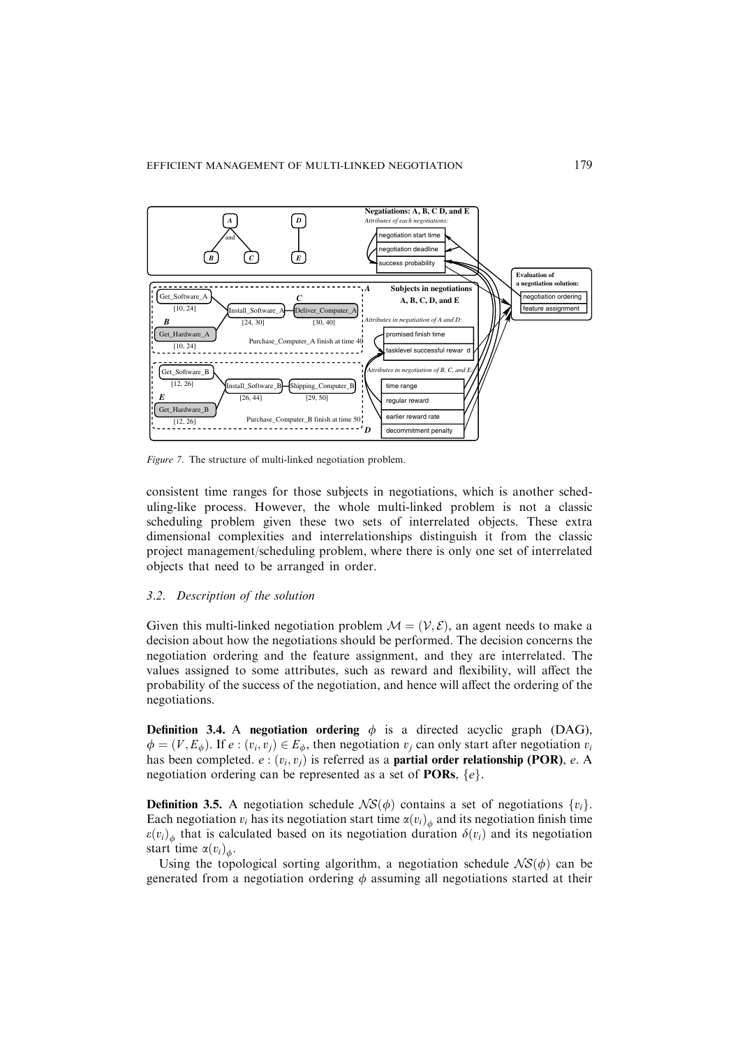*Figure 7.* The structure of multi-linked negotiation problem.

consistent time ranges for those subjects in negotiations, which is another scheduling-like process. However, the whole multi-linked problem is not a classic scheduling problem given these two sets of interrelated objects. These extra dimensional complexities and interrelationships distinguish it from the classic project management/scheduling problem, where there is only one set of interrelated objects that need to be arranged in order.

### 3.2. Description of the solution

Given this multi-linked negotiation problem $\mathcal{M} = (\mathcal{V}, \mathcal{E})$, an agent needs to make a decision about how the negotiations should be performed. The decision concerns the negotiation ordering and the feature assignment, and they are interrelated. The values assigned to some attributes, such as reward and flexibility, will affect the probability of the success of the negotiation, and hence will affect the ordering of the negotiations.

**Definition 3.4.** A **negotiation ordering** $\phi$ is a directed acyclic graph (DAG), $\phi = (V, E_\phi)$. If $e : (v_i, v_j) \in E_\phi$, then negotiation $v_j$ can only start after negotiation $v_i$ has been completed. $e : (v_i, v_j)$ is referred as a **partial order relationship (POR)**, $e$. A negotiation ordering can be represented as a set of **PORs**, $\{e\}$.

**Definition 3.5.** A negotiation schedule $\mathcal{NS}(\phi)$ contains a set of negotiations $\{v_i\}$. Each negotiation $v_i$ has its negotiation start time $\alpha(v_i)_\phi$ and its negotiation finish time $\varepsilon(v_i)_\phi$ that is calculated based on its negotiation duration $\delta(v_i)$ and its negotiation start time $\alpha(v_i)_\phi$.

Using the topological sorting algorithm, a negotiation schedule $\mathcal{NS}(\phi)$ can be generated from a negotiation ordering $\phi$ assuming all negotiations started at their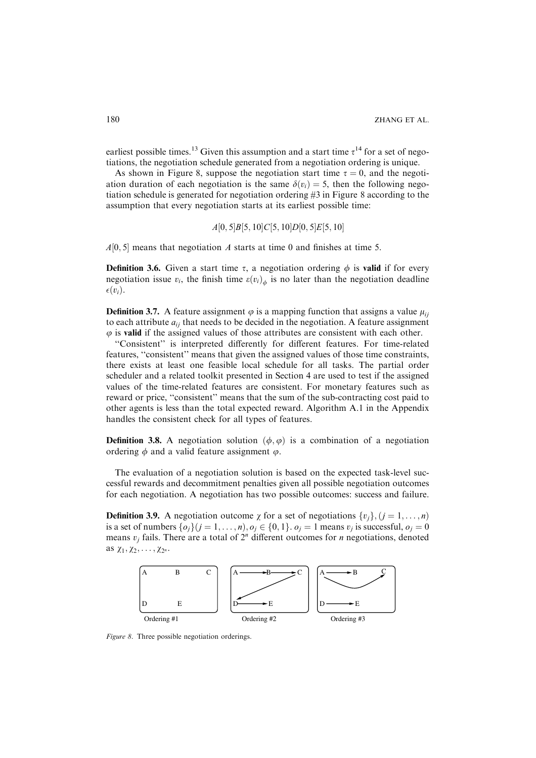earliest possible times.[13] Given this assumption and a start time $\tau$[14] for a set of negotiations, the negotiation schedule generated from a negotiation ordering is unique.

As shown in Figure 8, suppose the negotiation start time $\tau = 0$, and the negotiation duration of each negotiation is the same $\delta(v_i) = 5$, then the following negotiation schedule is generated for negotiation ordering #3 in Figure 8 according to the assumption that every negotiation starts at its earliest possible time:

$$A[0,5]B[5,10]C[5,10]D[0,5]E[5,10]$$

$A[0,5]$ means that negotiation $A$ starts at time 0 and finishes at time 5.

**Definition 3.6.** Given a start time $\tau$, a negotiation ordering $\phi$ is **valid** if for every negotiation issue $v_i$, the finish time $\varepsilon(v_i)_\phi$ is no later than the negotiation deadline $\epsilon(v_i)$.

**Definition 3.7.** A feature assignment $\varphi$ is a mapping function that assigns a value $\mu_{ij}$ to each attribute $a_{ij}$ that needs to be decided in the negotiation. A feature assignment $\varphi$ is **valid** if the assigned values of those attributes are consistent with each other.

"Consistent" is interpreted differently for different features. For time-related features, "consistent" means that given the assigned values of those time constraints, there exists at least one feasible local schedule for all tasks. The partial order scheduler and a related toolkit presented in Section 4 are used to test if the assigned values of the time-related features are consistent. For monetary features such as reward or price, "consistent" means that the sum of the sub-contracting cost paid to other agents is less than the total expected reward. Algorithm A.1 in the Appendix handles the consistent check for all types of features.

**Definition 3.8.** A negotiation solution $(\phi, \varphi)$ is a combination of a negotiation ordering $\phi$ and a valid feature assignment $\varphi$.

The evaluation of a negotiation solution is based on the expected task-level successful rewards and decommitment penalties given all possible negotiation outcomes for each negotiation. A negotiation has two possible outcomes: success and failure.

**Definition 3.9.** A negotiation outcome $\chi$ for a set of negotiations $\{v_j\}, (j = 1, \ldots, n)$ is a set of numbers $\{o_j\} (j = 1, \ldots, n), o_j \in \{0, 1\}$. $o_j = 1$ means $v_j$ is successful, $o_j = 0$ means $v_j$ fails. There are a total of $2^n$ different outcomes for $n$ negotiations, denoted as $\chi_1, \chi_2, \ldots, \chi_{2^n}$.

*Figure 8.* Three possible negotiation orderings.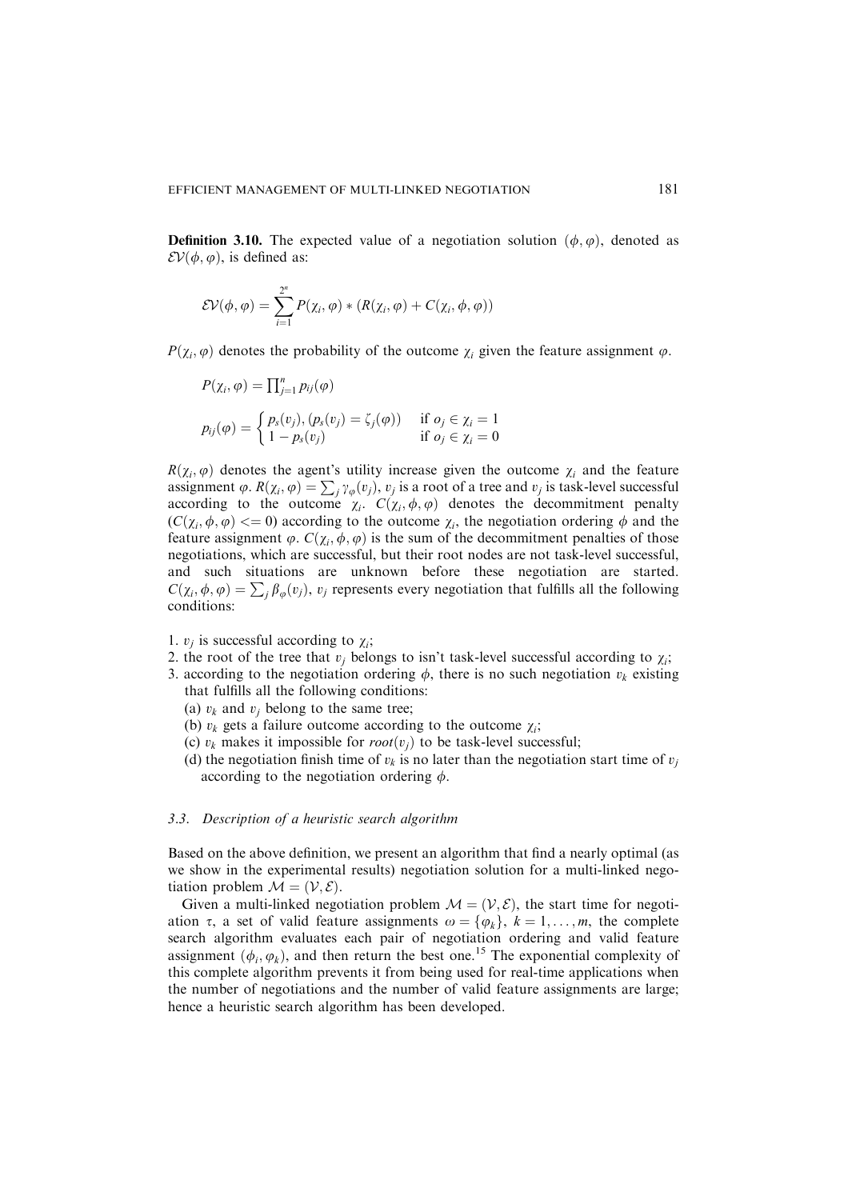**Definition 3.10.** The expected value of a negotiation solution $(\phi, \varphi)$, denoted as $\mathcal{EV}(\phi, \varphi)$, is defined as:

$$\mathcal{EV}(\phi, \varphi) = \sum_{i=1}^{2^n} P(\chi_i, \varphi) * (R(\chi_i, \varphi) + C(\chi_i, \phi, \varphi))$$

$P(\chi_i, \varphi)$ denotes the probability of the outcome $\chi_i$ given the feature assignment $\varphi$.

$$P(\chi_i, \varphi) = \prod_{j=1}^{n} p_{ij}(\varphi)$$

$$p_{ij}(\varphi) = \begin{cases} p_s(v_j), (p_s(v_j) = \zeta_j(\varphi)) & \text{if } o_j \in \chi_i = 1 \\ 1 - p_s(v_j) & \text{if } o_j \in \chi_i = 0 \end{cases}$$

$R(\chi_i, \varphi)$ denotes the agent's utility increase given the outcome $\chi_i$ and the feature assignment $\varphi$. $R(\chi_i, \varphi) = \sum_j \gamma_\varphi(v_j)$, $v_j$ is a root of a tree and $v_j$ is task-level successful according to the outcome $\chi_i$. $C(\chi_i, \phi, \varphi)$ denotes the decommitment penalty ($C(\chi_i, \phi, \varphi) <= 0$) according to the outcome $\chi_i$, the negotiation ordering $\phi$ and the feature assignment $\varphi$. $C(\chi_i, \phi, \varphi)$ is the sum of the decommitment penalties of those negotiations, which are successful, but their root nodes are not task-level successful, and such situations are unknown before these negotiation are started. $C(\chi_i, \phi, \varphi) = \sum_j \beta_\varphi(v_j)$, $v_j$ represents every negotiation that fulfills all the following conditions:

1. $v_j$ is successful according to $\chi_i$;
2. the root of the tree that $v_j$ belongs to isn't task-level successful according to $\chi_i$;
3. according to the negotiation ordering $\phi$, there is no such negotiation $v_k$ existing that fulfills all the following conditions:
   (a) $v_k$ and $v_j$ belong to the same tree;
   (b) $v_k$ gets a failure outcome according to the outcome $\chi_i$;
   (c) $v_k$ makes it impossible for $root(v_j)$ to be task-level successful;
   (d) the negotiation finish time of $v_k$ is no later than the negotiation start time of $v_j$ according to the negotiation ordering $\phi$.

### 3.3. Description of a heuristic search algorithm

Based on the above definition, we present an algorithm that find a nearly optimal (as we show in the experimental results) negotiation solution for a multi-linked negotiation problem $\mathcal{M} = (\mathcal{V}, \mathcal{E})$.

Given a multi-linked negotiation problem $\mathcal{M} = (\mathcal{V}, \mathcal{E})$, the start time for negotiation $\tau$, a set of valid feature assignments $\omega = \{\varphi_k\}$, $k = 1, \ldots, m$, the complete search algorithm evaluates each pair of negotiation ordering and valid feature assignment $(\phi_i, \varphi_k)$, and then return the best one.[15] The exponential complexity of this complete algorithm prevents it from being used for real-time applications when the number of negotiations and the number of valid feature assignments are large; hence a heuristic search algorithm has been developed.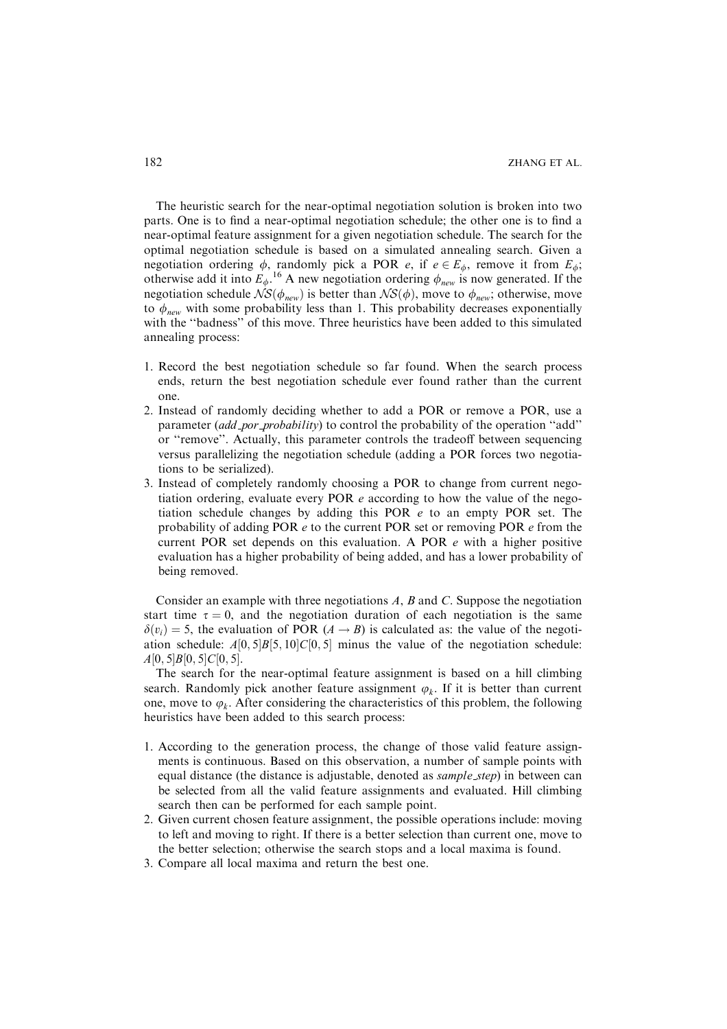The heuristic search for the near-optimal negotiation solution is broken into two parts. One is to find a near-optimal negotiation schedule; the other one is to find a near-optimal feature assignment for a given negotiation schedule. The search for the optimal negotiation schedule is based on a simulated annealing search. Given a negotiation ordering $\phi$, randomly pick a POR $e$, if $e \in E_\phi$, remove it from $E_\phi$; otherwise add it into $E_\phi$.[16] A new negotiation ordering $\phi_{new}$ is now generated. If the negotiation schedule $\mathcal{NS}(\phi_{new})$ is better than $\mathcal{NS}(\phi)$, move to $\phi_{new}$; otherwise, move to $\phi_{new}$ with some probability less than 1. This probability decreases exponentially with the "badness" of this move. Three heuristics have been added to this simulated annealing process:

1. Record the best negotiation schedule so far found. When the search process ends, return the best negotiation schedule ever found rather than the current one.
2. Instead of randomly deciding whether to add a POR or remove a POR, use a parameter (*add_por_probability*) to control the probability of the operation "add" or "remove". Actually, this parameter controls the tradeoff between sequencing versus parallelizing the negotiation schedule (adding a POR forces two negotiations to be serialized).
3. Instead of completely randomly choosing a POR to change from current negotiation ordering, evaluate every POR $e$ according to how the value of the negotiation schedule changes by adding this POR $e$ to an empty POR set. The probability of adding POR $e$ to the current POR set or removing POR $e$ from the current POR set depends on this evaluation. A POR $e$ with a higher positive evaluation has a higher probability of being added, and has a lower probability of being removed.

Consider an example with three negotiations $A$, $B$ and $C$. Suppose the negotiation start time $\tau = 0$, and the negotiation duration of each negotiation is the same $\delta(v_i) = 5$, the evaluation of POR $(A \rightarrow B)$ is calculated as: the value of the negotiation schedule: $A[0,5]B[5,10]C[0,5]$ minus the value of the negotiation schedule: $A[0,5]B[0,5]C[0,5]$.

The search for the near-optimal feature assignment is based on a hill climbing search. Randomly pick another feature assignment $\varphi_k$. If it is better than current one, move to $\varphi_k$. After considering the characteristics of this problem, the following heuristics have been added to this search process:

1. According to the generation process, the change of those valid feature assignments is continuous. Based on this observation, a number of sample points with equal distance (the distance is adjustable, denoted as *sample_step*) in between can be selected from all the valid feature assignments and evaluated. Hill climbing search then can be performed for each sample point.
2. Given current chosen feature assignment, the possible operations include: moving to left and moving to right. If there is a better selection than current one, move to the better selection; otherwise the search stops and a local maxima is found.
3. Compare all local maxima and return the best one.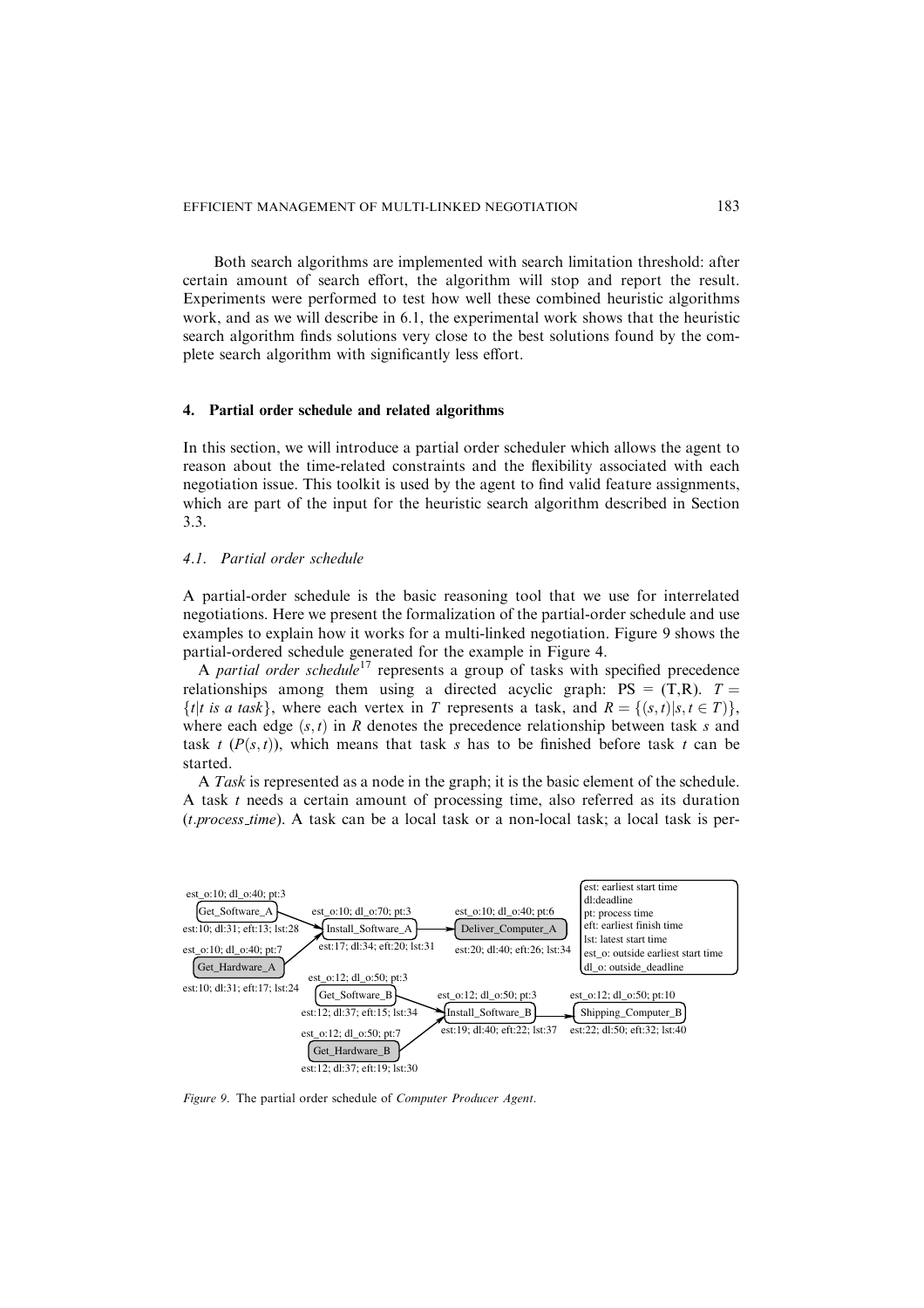Both search algorithms are implemented with search limitation threshold: after certain amount of search effort, the algorithm will stop and report the result. Experiments were performed to test how well these combined heuristic algorithms work, and as we will describe in 6.1, the experimental work shows that the heuristic search algorithm finds solutions very close to the best solutions found by the complete search algorithm with significantly less effort.

## 4. Partial order schedule and related algorithms

In this section, we will introduce a partial order scheduler which allows the agent to reason about the time-related constraints and the flexibility associated with each negotiation issue. This toolkit is used by the agent to find valid feature assignments, which are part of the input for the heuristic search algorithm described in Section 3.3.

### 4.1. Partial order schedule

A partial-order schedule is the basic reasoning tool that we use for interrelated negotiations. Here we present the formalization of the partial-order schedule and use examples to explain how it works for a multi-linked negotiation. Figure 9 shows the partial-ordered schedule generated for the example in Figure 4.

A *partial order schedule*[17] represents a group of tasks with specified precedence relationships among them using a directed acyclic graph: PS = (T,R). $T = \{t | t \text{ is a task}\}$, where each vertex in $T$ represents a task, and $R = \{(s,t) | s,t \in T)\}$, where each edge $(s,t)$ in $R$ denotes the precedence relationship between task $s$ and task $t$ ($P(s,t)$), which means that task $s$ has to be finished before task $t$ can be started.

A *Task* is represented as a node in the graph; it is the basic element of the schedule. A task $t$ needs a certain amount of processing time, also referred as its duration ($t$.*process_time*). A task can be a local task or a non-local task; a local task is per-

Get_Software_A — est_o:10; dl_o:40; pt:3 — est:10; dl:31; eft:13; lst:28
Get_Hardware_A — est_o:10; dl_o:40; pt:7 — est:10; dl:31; eft:17; lst:24
Install_Software_A — est_o:10; dl_o:70; pt:3 — est:17; dl:34; eft:20; lst:31
Deliver_Computer_A — est_o:10; dl_o:40; pt:6 — est:20; dl:40; eft:26; lst:34
Get_Software_B — est_o:12; dl_o:50; pt:3 — est:12; dl:37; eft:15; lst:34
Get_Hardware_B — est_o:12; dl_o:50; pt:7 — est:12; dl:37; eft:19; lst:30
Install_Software_B — est_o:12; dl_o:50; pt:3 — est:19; dl:40; eft:22; lst:37
Shipping_Computer_B — est_o:12; dl_o:50; pt:10 — est:22; dl:50; eft:32; lst:40

est: earliest start time
dl: deadline
pt: process time
eft: earliest finish time
lst: latest start time
est_o: outside earliest start time
dl_o: outside_deadline

*Figure 9*. The partial order schedule of *Computer Producer Agent*.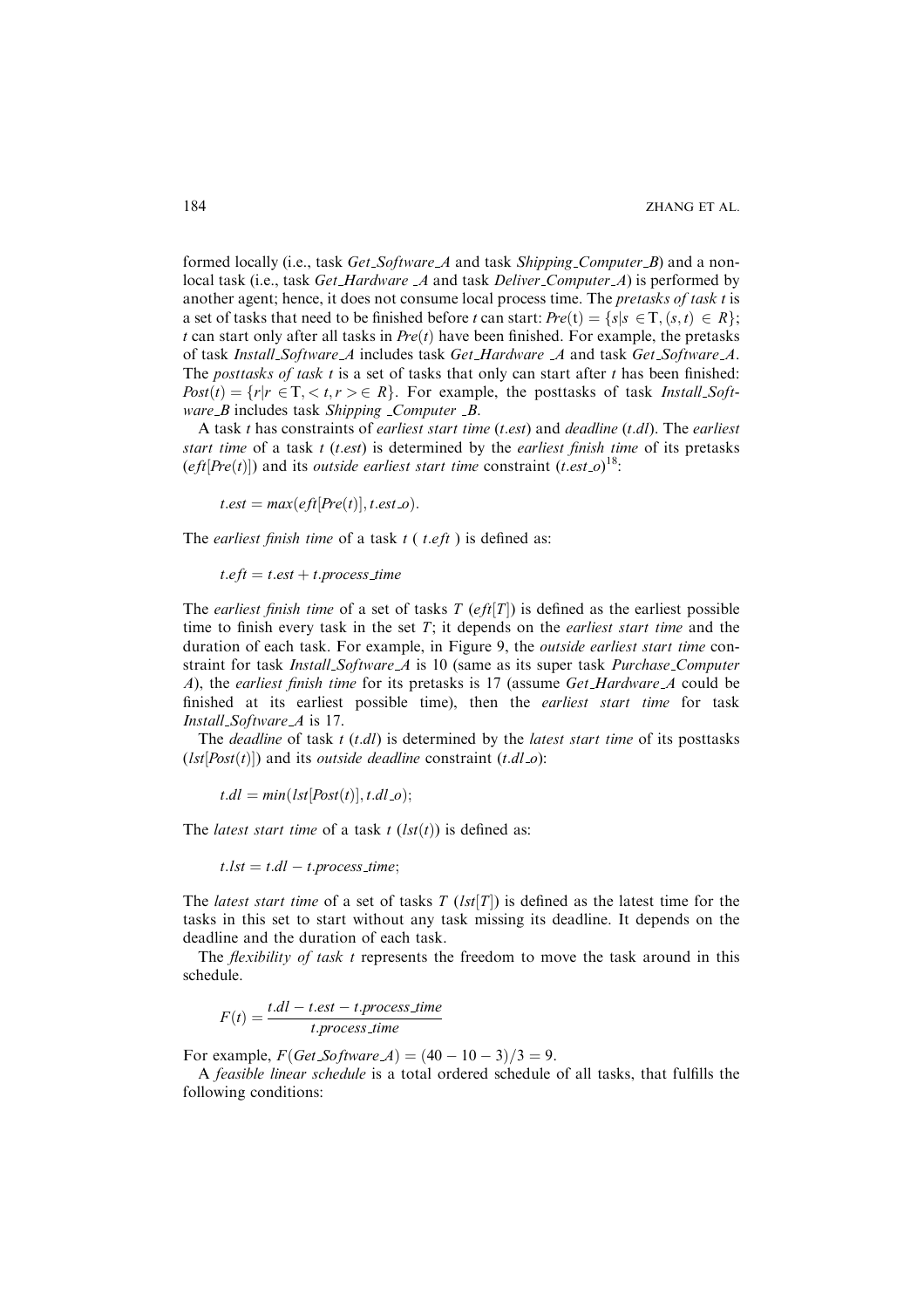formed locally (i.e., task *Get_Software_A* and task *Shipping_Computer_B*) and a non-local task (i.e., task *Get_Hardware _A* and task *Deliver_Computer_A*) is performed by another agent; hence, it does not consume local process time. The *pretasks of task t* is a set of tasks that need to be finished before *t* can start: $Pre(t) = \{s | s \in T, (s, t) \in R\}$; *t* can start only after all tasks in $Pre(t)$ have been finished. For example, the pretasks of task *Install_Software_A* includes task *Get_Hardware _A* and task *Get_Software_A*. The *posttasks of task t* is a set of tasks that only can start after *t* has been finished: $Post(t) = \{r | r \in T, < t, r > \in R\}$. For example, the posttasks of task *Install_Software_B* includes task *Shipping _Computer _B*.

A task *t* has constraints of *earliest start time* (*t.est*) and *deadline* (*t.dl*). The *earliest start time* of a task *t* (*t.est*) is determined by the *earliest finish time* of its pretasks ($eft[Pre(t)]$) and its *outside earliest start time* constraint ($t.est\_o$)[18]:

$$t.est = max(eft[Pre(t)], t.est\_o).$$

The *earliest finish time* of a task *t* ( *t.eft* ) is defined as:

$$t.eft = t.est + t.process\_time$$

The *earliest finish time* of a set of tasks $T$ ($eft[T]$) is defined as the earliest possible time to finish every task in the set $T$; it depends on the *earliest start time* and the duration of each task. For example, in Figure 9, the *outside earliest start time* constraint for task *Install_Software_A* is 10 (same as its super task *Purchase_Computer A*), the *earliest finish time* for its pretasks is 17 (assume *Get_Hardware_A* could be finished at its earliest possible time), then the *earliest start time* for task *Install_Software_A* is 17.

The *deadline* of task *t* (*t.dl*) is determined by the *latest start time* of its posttasks ($lst[Post(t)]$) and its *outside deadline* constraint ($t.dl\_o$):

$$t.dl = min(lst[Post(t)], t.dl\_o);$$

The *latest start time* of a task *t* ($lst(t)$) is defined as:

$$t.lst = t.dl - t.process\_time;$$

The *latest start time* of a set of tasks $T$ ($lst[T]$) is defined as the latest time for the tasks in this set to start without any task missing its deadline. It depends on the deadline and the duration of each task.

The *flexibility of task t* represents the freedom to move the task around in this schedule.

$$F(t) = \frac{t.dl - t.est - t.process\_time}{t.process\_time}$$

For example, $F(Get\_Software\_A) = (40 - 10 - 3)/3 = 9$.

A *feasible linear schedule* is a total ordered schedule of all tasks, that fulfills the following conditions: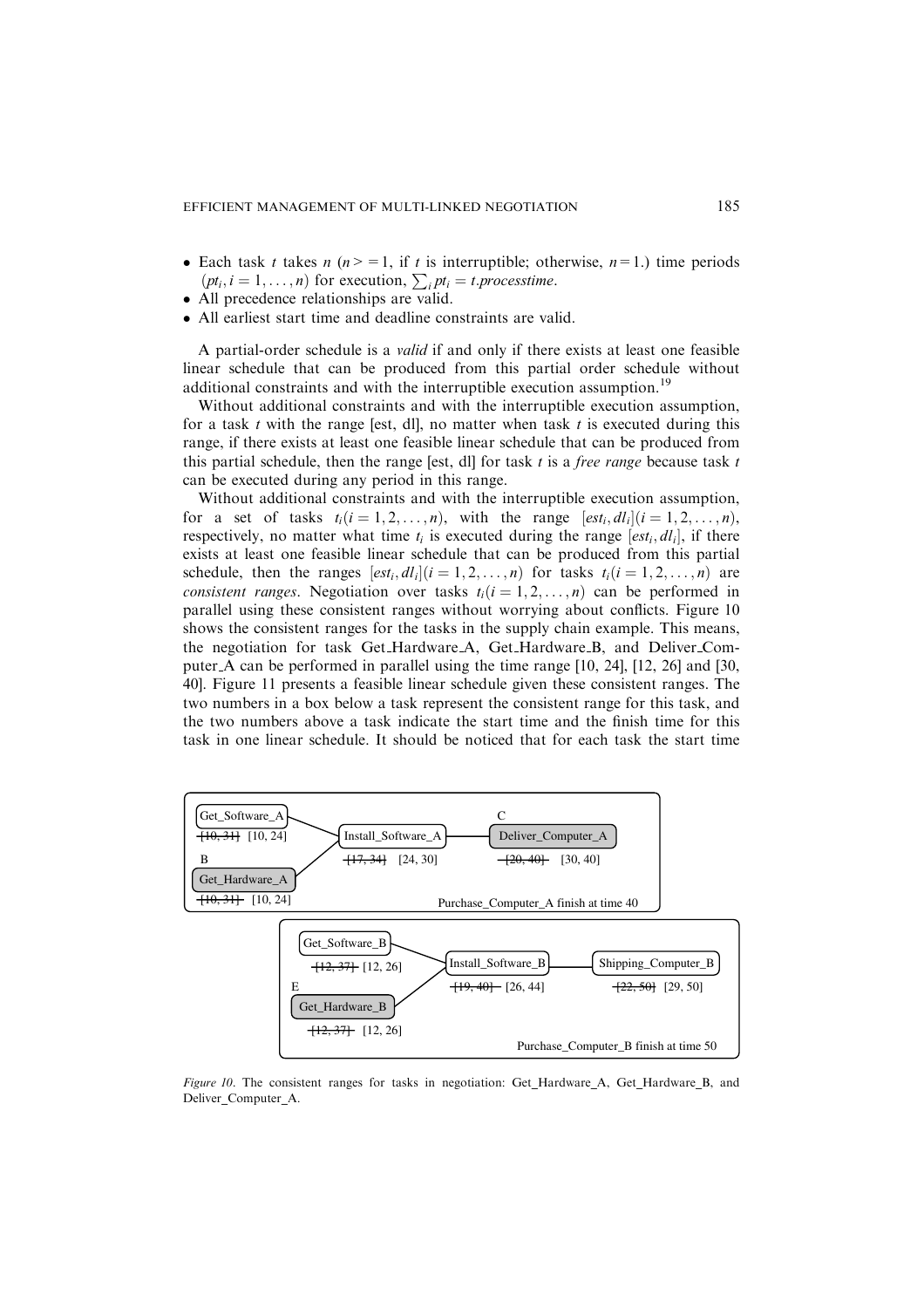- Each task $t$ takes $n$ ($n >= 1$, if $t$ is interruptible; otherwise, $n = 1$.) time periods ($pt_i, i = 1, \ldots, n$) for execution, $\sum_i pt_i = t.processtime$.
- All precedence relationships are valid.
- All earliest start time and deadline constraints are valid.

A partial-order schedule is a *valid* if and only if there exists at least one feasible linear schedule that can be produced from this partial order schedule without additional constraints and with the interruptible execution assumption.[19]

Without additional constraints and with the interruptible execution assumption, for a task $t$ with the range [est, dl], no matter when task $t$ is executed during this range, if there exists at least one feasible linear schedule that can be produced from this partial schedule, then the range [est, dl] for task $t$ is a *free range* because task $t$ can be executed during any period in this range.

Without additional constraints and with the interruptible execution assumption, for a set of tasks $t_i (i = 1, 2, \ldots, n)$, with the range $[est_i, dl_i] (i = 1, 2, \ldots, n)$, respectively, no matter what time $t_i$ is executed during the range $[est_i, dl_i]$, if there exists at least one feasible linear schedule that can be produced from this partial schedule, then the ranges $[est_i, dl_i] (i = 1, 2, \ldots, n)$ for tasks $t_i (i = 1, 2, \ldots, n)$ are *consistent ranges*. Negotiation over tasks $t_i (i = 1, 2, \ldots, n)$ can be performed in parallel using these consistent ranges without worrying about conflicts. Figure 10 shows the consistent ranges for the tasks in the supply chain example. This means, the negotiation for task Get_Hardware_A, Get_Hardware_B, and Deliver_Computer_A can be performed in parallel using the time range [10, 24], [12, 26] and [30, 40]. Figure 11 presents a feasible linear schedule given these consistent ranges. The two numbers in a box below a task represent the consistent range for this task, and the two numbers above a task indicate the start time and the finish time for this task in one linear schedule. It should be noticed that for each task the start time

Figure 10 (diagram):

Purchase_Computer_A finish at time 40
- Get_Software_A: ~~[10, 31]~~ [10, 24] → Install_Software_A
- B: Get_Hardware_A: ~~[10, 31]~~ [10, 24] → Install_Software_A
- Install_Software_A: ~~[17, 34]~~ [24, 30] → Deliver_Computer_A
- C: Deliver_Computer_A: ~~[20, 40]~~ [30, 40]

Purchase_Computer_B finish at time 50
- Get_Software_B: ~~[12, 37]~~ [12, 26] → Install_Software_B
- E: Get_Hardware_B: ~~[12, 37]~~ [12, 26] → Install_Software_B
- Install_Software_B: ~~[19, 40]~~ [26, 44] → Shipping_Computer_B
- Shipping_Computer_B: ~~[22, 50]~~ [29, 50]

*Figure 10*. The consistent ranges for tasks in negotiation: Get_Hardware_A, Get_Hardware_B, and Deliver_Computer_A.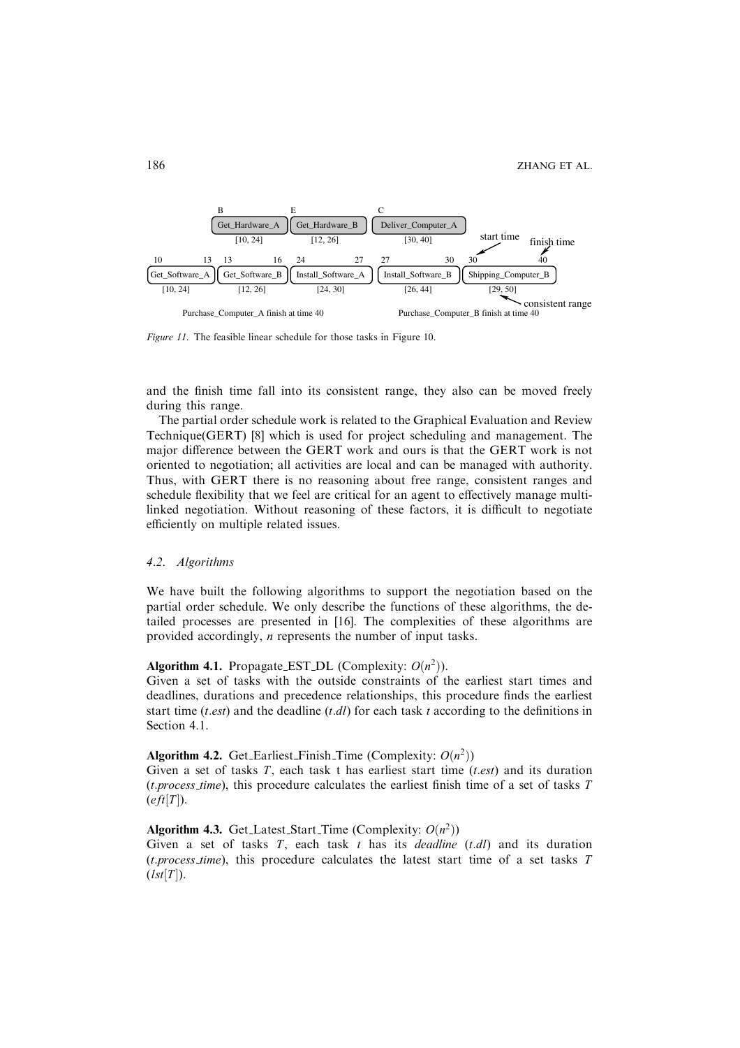Figure 11. The feasible linear schedule for those tasks in Figure 10.

and the finish time fall into its consistent range, they also can be moved freely during this range.

The partial order schedule work is related to the Graphical Evaluation and Review Technique(GERT) [8] which is used for project scheduling and management. The major difference between the GERT work and ours is that the GERT work is not oriented to negotiation; all activities are local and can be managed with authority. Thus, with GERT there is no reasoning about free range, consistent ranges and schedule flexibility that we feel are critical for an agent to effectively manage multi-linked negotiation. Without reasoning of these factors, it is difficult to negotiate efficiently on multiple related issues.

### 4.2. Algorithms

We have built the following algorithms to support the negotiation based on the partial order schedule. We only describe the functions of these algorithms, the detailed processes are presented in [16]. The complexities of these algorithms are provided accordingly, $n$ represents the number of input tasks.

**Algorithm 4.1.** Propagate_EST_DL (Complexity: $O(n^2)$).
Given a set of tasks with the outside constraints of the earliest start times and deadlines, durations and precedence relationships, this procedure finds the earliest start time ($t.est$) and the deadline ($t.dl$) for each task $t$ according to the definitions in Section 4.1.

**Algorithm 4.2.** Get_Earliest_Finish_Time (Complexity: $O(n^2)$)
Given a set of tasks $T$, each task t has earliest start time ($t.est$) and its duration ($t.process\_time$), this procedure calculates the earliest finish time of a set of tasks $T$ ($eft[T]$).

**Algorithm 4.3.** Get_Latest_Start_Time (Complexity: $O(n^2)$)
Given a set of tasks $T$, each task $t$ has its *deadline* ($t.dl$) and its duration ($t.process\_time$), this procedure calculates the latest start time of a set tasks $T$ ($lst[T]$).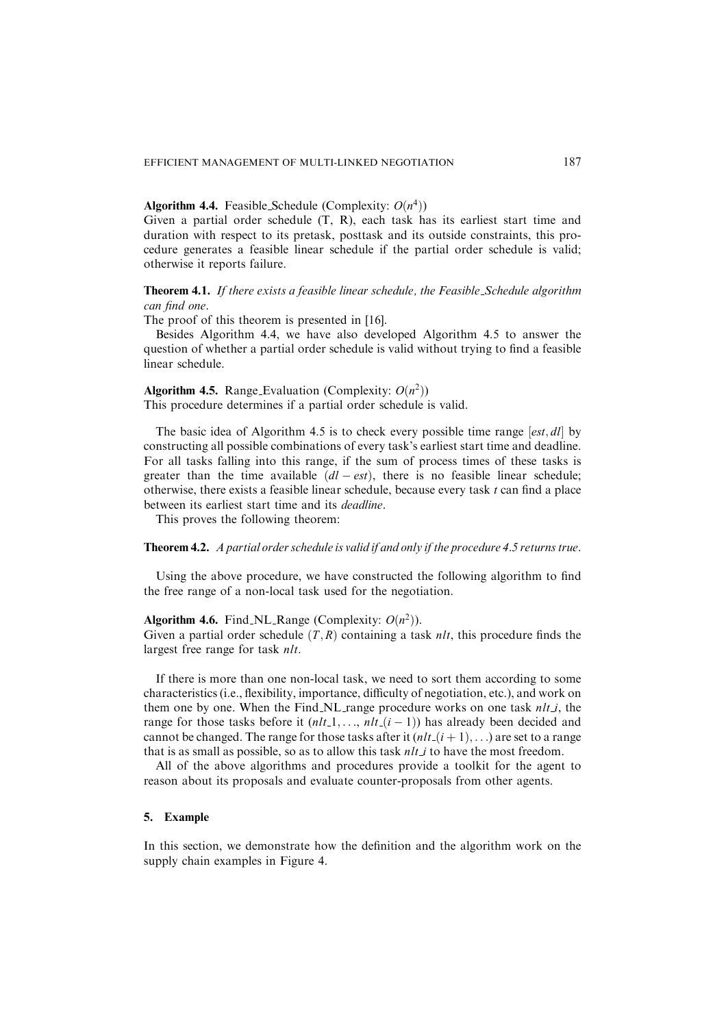**Algorithm 4.4.** Feasible_Schedule (Complexity: $O(n^4)$)
Given a partial order schedule (T, R), each task has its earliest start time and duration with respect to its pretask, posttask and its outside constraints, this procedure generates a feasible linear schedule if the partial order schedule is valid; otherwise it reports failure.

**Theorem 4.1.** *If there exists a feasible linear schedule, the Feasible_Schedule algorithm can find one.*
The proof of this theorem is presented in [16].

Besides Algorithm 4.4, we have also developed Algorithm 4.5 to answer the question of whether a partial order schedule is valid without trying to find a feasible linear schedule.

**Algorithm 4.5.** Range_Evaluation (Complexity: $O(n^2)$)
This procedure determines if a partial order schedule is valid.

The basic idea of Algorithm 4.5 is to check every possible time range $[est, dl]$ by constructing all possible combinations of every task's earliest start time and deadline. For all tasks falling into this range, if the sum of process times of these tasks is greater than the time available $(dl - est)$, there is no feasible linear schedule; otherwise, there exists a feasible linear schedule, because every task $t$ can find a place between its earliest start time and its *deadline*.

This proves the following theorem:

**Theorem 4.2.** *A partial order schedule is valid if and only if the procedure 4.5 returns true.*

Using the above procedure, we have constructed the following algorithm to find the free range of a non-local task used for the negotiation.

**Algorithm 4.6.** Find_NL_Range (Complexity: $O(n^2)$).
Given a partial order schedule $(T, R)$ containing a task *nlt*, this procedure finds the largest free range for task *nlt*.

If there is more than one non-local task, we need to sort them according to some characteristics (i.e., flexibility, importance, difficulty of negotiation, etc.), and work on them one by one. When the Find_NL_range procedure works on one task *nlt_i*, the range for those tasks before it (*nlt*_1, ..., *nlt*_$(i-1)$) has already been decided and cannot be changed. The range for those tasks after it (*nlt*_$(i+1)$, ...) are set to a range that is as small as possible, so as to allow this task *nlt_i* to have the most freedom.

All of the above algorithms and procedures provide a toolkit for the agent to reason about its proposals and evaluate counter-proposals from other agents.

## 5. Example

In this section, we demonstrate how the definition and the algorithm work on the supply chain examples in Figure 4.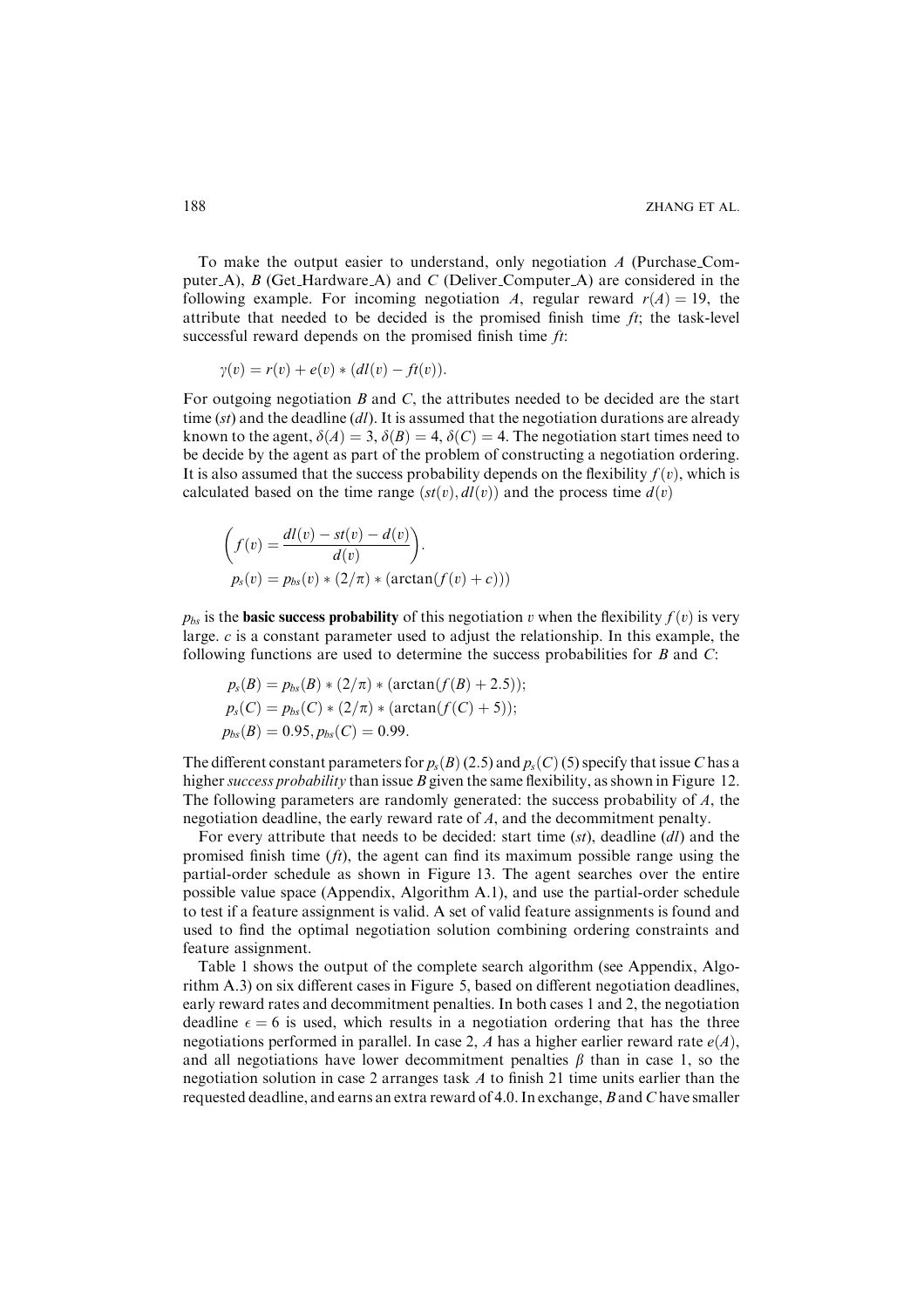To make the output easier to understand, only negotiation $A$ (Purchase_Computer_A), $B$ (Get_Hardware_A) and $C$ (Deliver_Computer_A) are considered in the following example. For incoming negotiation $A$, regular reward $r(A) = 19$, the attribute that needed to be decided is the promised finish time $ft$; the task-level successful reward depends on the promised finish time $ft$:

$$\gamma(v) = r(v) + e(v) * (dl(v) - ft(v)).$$

For outgoing negotiation $B$ and $C$, the attributes needed to be decided are the start time ($st$) and the deadline ($dl$). It is assumed that the negotiation durations are already known to the agent, $\delta(A) = 3$, $\delta(B) = 4$, $\delta(C) = 4$. The negotiation start times need to be decide by the agent as part of the problem of constructing a negotiation ordering. It is also assumed that the success probability depends on the flexibility $f(v)$, which is calculated based on the time range $(st(v), dl(v))$ and the process time $d(v)$

$$\left( f(v) = \frac{dl(v) - st(v) - d(v)}{d(v)} \right).$$

$$p_s(v) = p_{bs}(v) * (2/\pi) * (\arctan(f(v) + c)))$$

$p_{bs}$ is the **basic success probability** of this negotiation $v$ when the flexibility $f(v)$ is very large. $c$ is a constant parameter used to adjust the relationship. In this example, the following functions are used to determine the success probabilities for $B$ and $C$:

$$p_s(B) = p_{bs}(B) * (2/\pi) * (\arctan(f(B) + 2.5));$$
$$p_s(C) = p_{bs}(C) * (2/\pi) * (\arctan(f(C) + 5));$$
$$p_{bs}(B) = 0.95, p_{bs}(C) = 0.99.$$

The different constant parameters for $p_s(B)$ (2.5) and $p_s(C)$ (5) specify that issue $C$ has a higher *success probability* than issue $B$ given the same flexibility, as shown in Figure 12. The following parameters are randomly generated: the success probability of $A$, the negotiation deadline, the early reward rate of $A$, and the decommitment penalty.

For every attribute that needs to be decided: start time ($st$), deadline ($dl$) and the promised finish time ($ft$), the agent can find its maximum possible range using the partial-order schedule as shown in Figure 13. The agent searches over the entire possible value space (Appendix, Algorithm A.1), and use the partial-order schedule to test if a feature assignment is valid. A set of valid feature assignments is found and used to find the optimal negotiation solution combining ordering constraints and feature assignment.

Table 1 shows the output of the complete search algorithm (see Appendix, Algorithm A.3) on six different cases in Figure 5, based on different negotiation deadlines, early reward rates and decommitment penalties. In both cases 1 and 2, the negotiation deadline $\epsilon = 6$ is used, which results in a negotiation ordering that has the three negotiations performed in parallel. In case 2, $A$ has a higher earlier reward rate $e(A)$, and all negotiations have lower decommitment penalties $\beta$ than in case 1, so the negotiation solution in case 2 arranges task $A$ to finish 21 time units earlier than the requested deadline, and earns an extra reward of 4.0. In exchange, $B$ and $C$ have smaller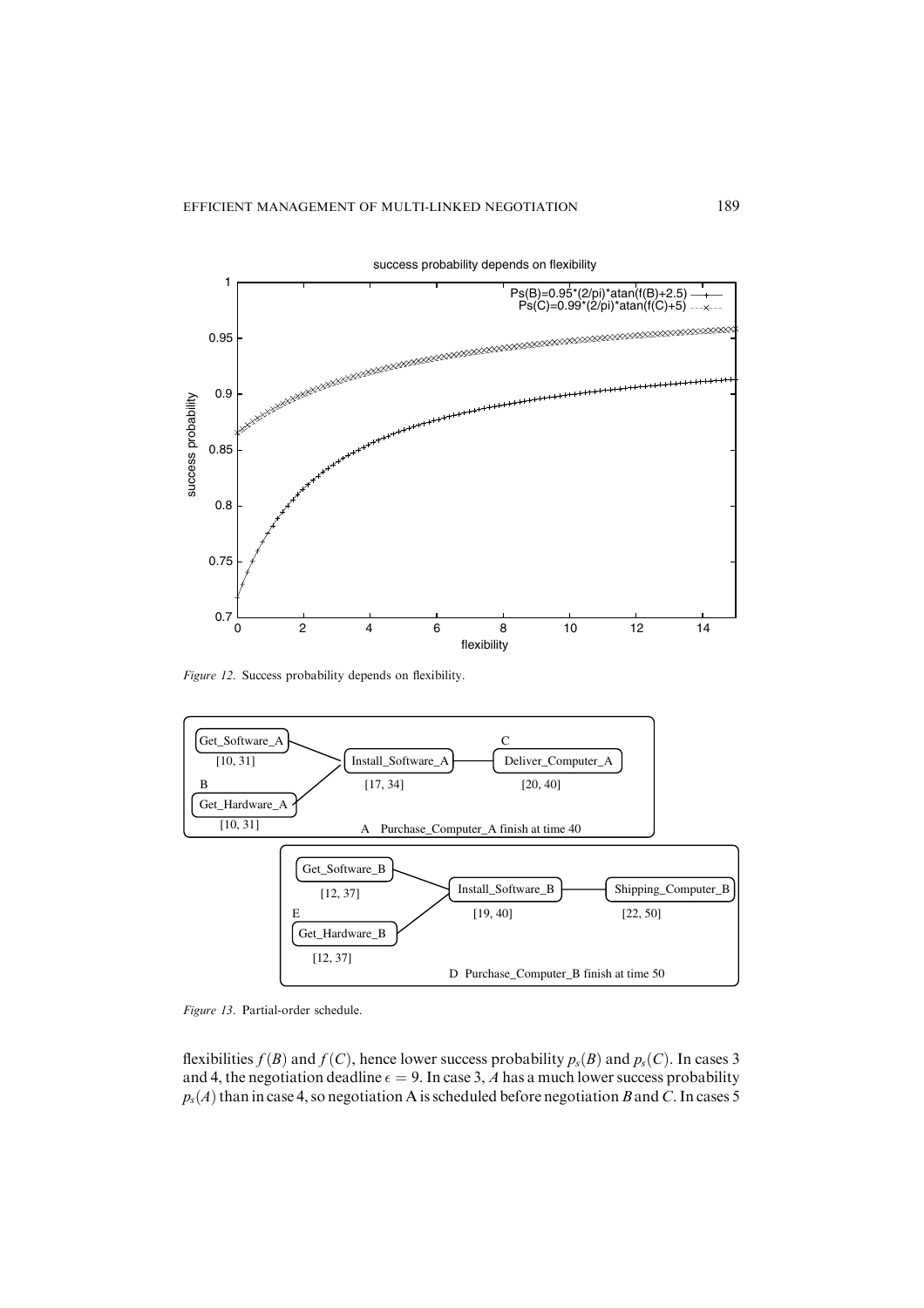Figure 12. Success probability depends on flexibility.

Figure 13. Partial-order schedule.

flexibilities $f(B)$ and $f(C)$, hence lower success probability $p_s(B)$ and $p_s(C)$. In cases 3 and 4, the negotiation deadline $\epsilon = 9$. In case 3, $A$ has a much lower success probability $p_s(A)$ than in case 4, so negotiation A is scheduled before negotiation $B$ and $C$. In cases 5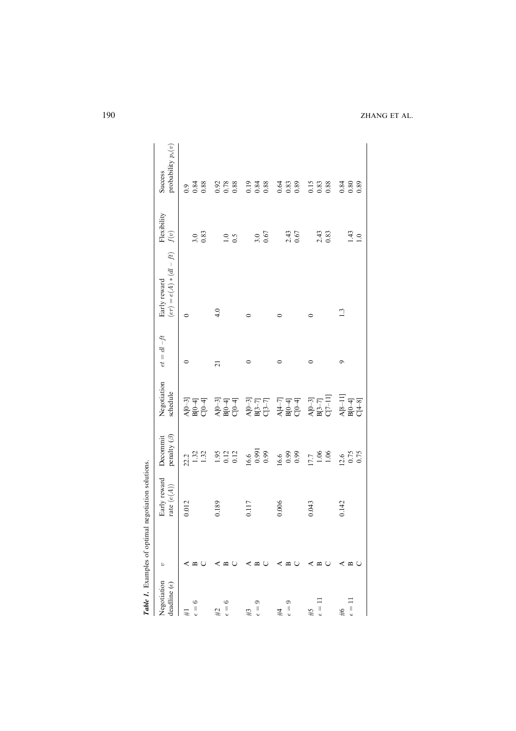*Table 1.* Examples of optimal negotiation solutions.

| Negotiation deadline ($\epsilon$) | $v$ | Early reward rate ($e(A)$) | Decommit penalty ($\beta$) | Negotiation schedule | $et = dl - ft$ | Early reward $(er) = e(A) * (dl - ft)$ | Flexibility $f(v)$ | Success probability $p_s(v)$ |
|---|---|---|---|---|---|---|---|---|
| #1 | A | 0.012 | 22.2 | A[0–3] | 0 | 0 | | 0.9 |
| $\epsilon = 6$ | B | | 1.32 | B[0–4] | | | 3.0 | 0.84 |
| | C | | 1.32 | C[0–4] | | | 0.83 | 0.88 |
| #2 | A | 0.189 | 1.95 | A[0–3] | 21 | 4.0 | | 0.92 |
| $\epsilon = 6$ | B | | 0.12 | B[0–4] | | | 1.0 | 0.78 |
| | C | | 0.12 | C[0–4] | | | 0.5 | 0.88 |
| #3 | A | 0.117 | 16.6 | A[0–3] | 0 | 0 | | 0.19 |
| $\epsilon = 9$ | B | | 0.991 | B[3–7] | | | 3.0 | 0.84 |
| | C | | 0.99 | C[3–7] | | | 0.67 | 0.88 |
| #4 | A | 0.006 | 16.6 | A[4–7] | 0 | 0 | | 0.64 |
| $\epsilon = 9$ | B | | 0.99 | B[0–4] | | | 2.43 | 0.83 |
| | C | | 0.99 | C[0–4] | | | 0.67 | 0.89 |
| #5 | A | 0.043 | 17.7 | A[0–3] | 0 | 0 | | 0.15 |
| $\epsilon = 11$ | B | | 1.06 | B[3–7] | | | 2.43 | 0.83 |
| | C | | 1.06 | C[7–11] | | | 0.83 | 0.88 |
| #6 | A | 0.142 | 12.6 | A[8–11] | 9 | 1.3 | | 0.84 |
| $\epsilon = 11$ | B | | 0.75 | B[0–4] | | | 1.43 | 0.80 |
| | C | | 0.75 | C[4–8] | | | 1.0 | 0.89 |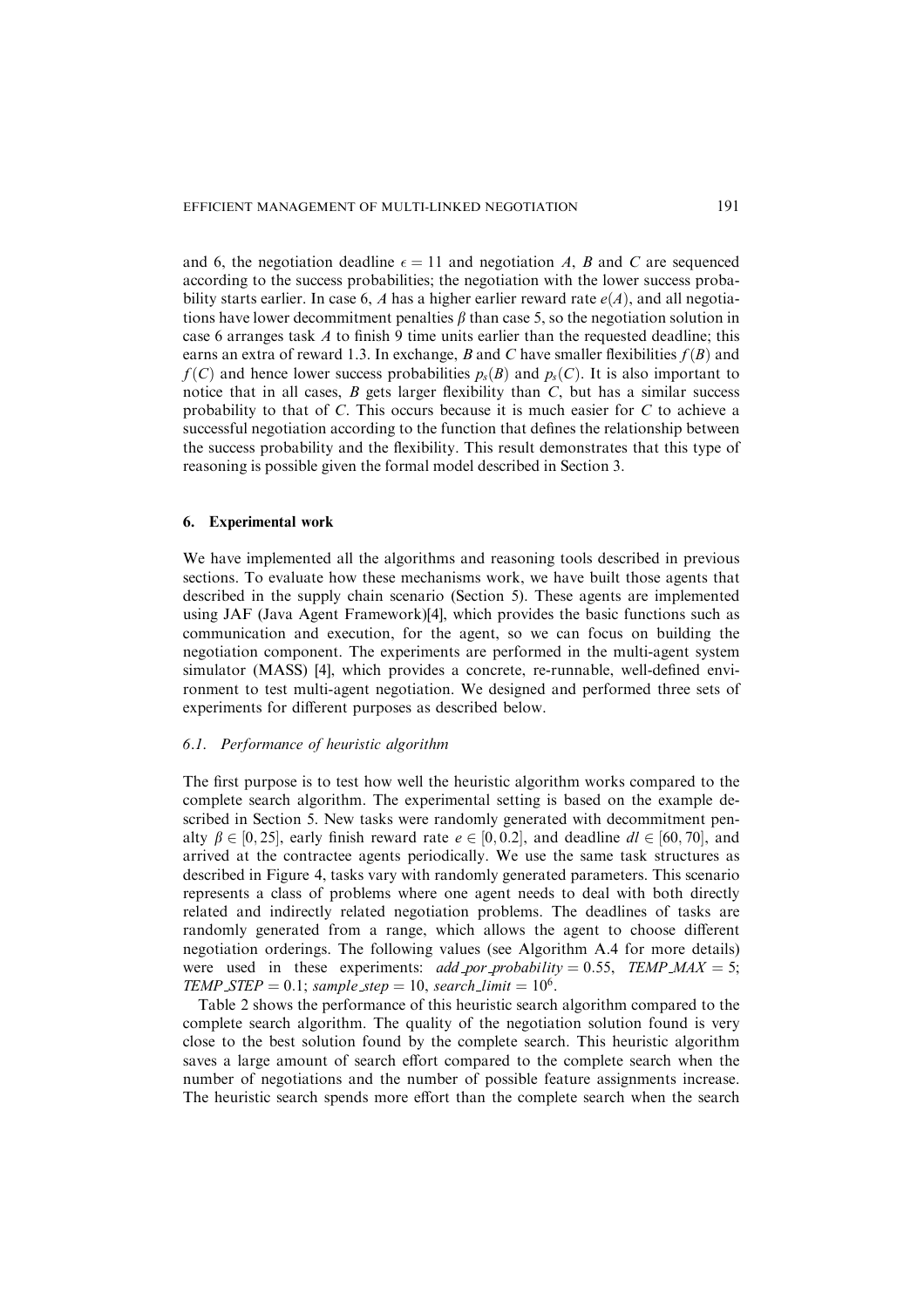and 6, the negotiation deadline $\epsilon = 11$ and negotiation $A$, $B$ and $C$ are sequenced according to the success probabilities; the negotiation with the lower success probability starts earlier. In case 6, $A$ has a higher earlier reward rate $e(A)$, and all negotiations have lower decommitment penalties $\beta$ than case 5, so the negotiation solution in case 6 arranges task $A$ to finish 9 time units earlier than the requested deadline; this earns an extra of reward 1.3. In exchange, $B$ and $C$ have smaller flexibilities $f(B)$ and $f(C)$ and hence lower success probabilities $p_s(B)$ and $p_s(C)$. It is also important to notice that in all cases, $B$ gets larger flexibility than $C$, but has a similar success probability to that of $C$. This occurs because it is much easier for $C$ to achieve a successful negotiation according to the function that defines the relationship between the success probability and the flexibility. This result demonstrates that this type of reasoning is possible given the formal model described in Section 3.

## 6. Experimental work

We have implemented all the algorithms and reasoning tools described in previous sections. To evaluate how these mechanisms work, we have built those agents that described in the supply chain scenario (Section 5). These agents are implemented using JAF (Java Agent Framework)[4], which provides the basic functions such as communication and execution, for the agent, so we can focus on building the negotiation component. The experiments are performed in the multi-agent system simulator (MASS) [4], which provides a concrete, re-runnable, well-defined environment to test multi-agent negotiation. We designed and performed three sets of experiments for different purposes as described below.

### 6.1. Performance of heuristic algorithm

The first purpose is to test how well the heuristic algorithm works compared to the complete search algorithm. The experimental setting is based on the example described in Section 5. New tasks were randomly generated with decommitment penalty $\beta \in [0, 25]$, early finish reward rate $e \in [0, 0.2]$, and deadline $dl \in [60, 70]$, and arrived at the contractee agents periodically. We use the same task structures as described in Figure 4, tasks vary with randomly generated parameters. This scenario represents a class of problems where one agent needs to deal with both directly related and indirectly related negotiation problems. The deadlines of tasks are randomly generated from a range, which allows the agent to choose different negotiation orderings. The following values (see Algorithm A.4 for more details) were used in these experiments: $add\_por\_probability = 0.55$, $TEMP\_MAX = 5$; $TEMP\_STEP = 0.1$; $sample\_step = 10$, $search\_limit = 10^6$.

Table 2 shows the performance of this heuristic search algorithm compared to the complete search algorithm. The quality of the negotiation solution found is very close to the best solution found by the complete search. This heuristic algorithm saves a large amount of search effort compared to the complete search when the number of negotiations and the number of possible feature assignments increase. The heuristic search spends more effort than the complete search when the search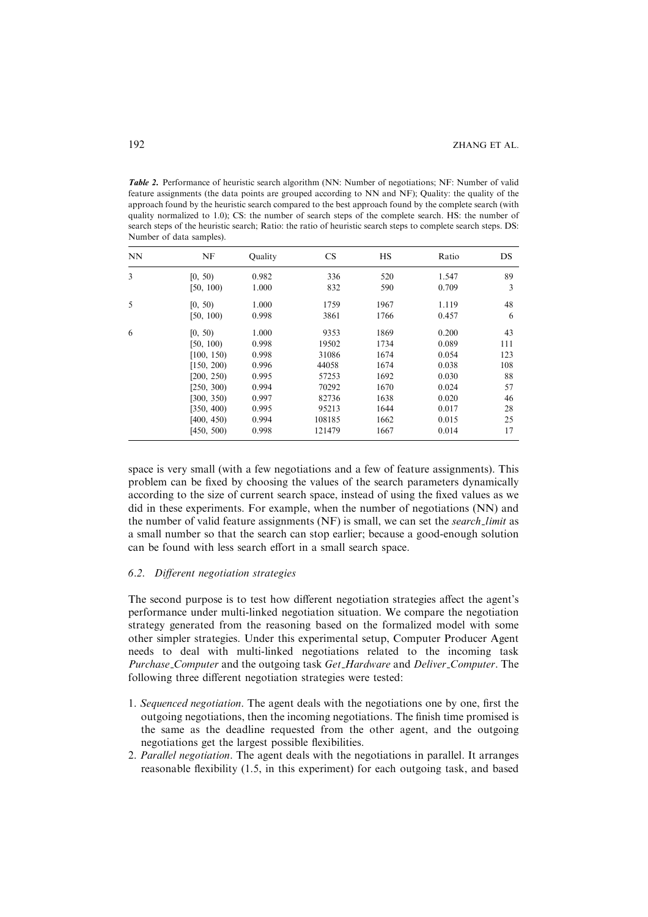*Table 2.* Performance of heuristic search algorithm (NN: Number of negotiations; NF: Number of valid feature assignments (the data points are grouped according to NN and NF); Quality: the quality of the approach found by the heuristic search compared to the best approach found by the complete search (with quality normalized to 1.0); CS: the number of search steps of the complete search. HS: the number of search steps of the heuristic search; Ratio: the ratio of heuristic search steps to complete search steps. DS: Number of data samples).

| NN | NF | Quality | CS | HS | Ratio | DS |
|---|---|---|---|---|---|---|
| 3 | [0, 50) | 0.982 | 336 | 520 | 1.547 | 89 |
| | [50, 100) | 1.000 | 832 | 590 | 0.709 | 3 |
| 5 | [0, 50) | 1.000 | 1759 | 1967 | 1.119 | 48 |
| | [50, 100) | 0.998 | 3861 | 1766 | 0.457 | 6 |
| 6 | [0, 50) | 1.000 | 9353 | 1869 | 0.200 | 43 |
| | [50, 100) | 0.998 | 19502 | 1734 | 0.089 | 111 |
| | [100, 150) | 0.998 | 31086 | 1674 | 0.054 | 123 |
| | [150, 200) | 0.996 | 44058 | 1674 | 0.038 | 108 |
| | [200, 250) | 0.995 | 57253 | 1692 | 0.030 | 88 |
| | [250, 300) | 0.994 | 70292 | 1670 | 0.024 | 57 |
| | [300, 350) | 0.997 | 82736 | 1638 | 0.020 | 46 |
| | [350, 400) | 0.995 | 95213 | 1644 | 0.017 | 28 |
| | [400, 450) | 0.994 | 108185 | 1662 | 0.015 | 25 |
| | [450, 500) | 0.998 | 121479 | 1667 | 0.014 | 17 |

space is very small (with a few negotiations and a few of feature assignments). This problem can be fixed by choosing the values of the search parameters dynamically according to the size of current search space, instead of using the fixed values as we did in these experiments. For example, when the number of negotiations (NN) and the number of valid feature assignments (NF) is small, we can set the *search_limit* as a small number so that the search can stop earlier; because a good-enough solution can be found with less search effort in a small search space.

### 6.2. Different negotiation strategies

The second purpose is to test how different negotiation strategies affect the agent's performance under multi-linked negotiation situation. We compare the negotiation strategy generated from the reasoning based on the formalized model with some other simpler strategies. Under this experimental setup, Computer Producer Agent needs to deal with multi-linked negotiations related to the incoming task *Purchase_Computer* and the outgoing task *Get_Hardware* and *Deliver_Computer*. The following three different negotiation strategies were tested:

1. *Sequenced negotiation*. The agent deals with the negotiations one by one, first the outgoing negotiations, then the incoming negotiations. The finish time promised is the same as the deadline requested from the other agent, and the outgoing negotiations get the largest possible flexibilities.
2. *Parallel negotiation*. The agent deals with the negotiations in parallel. It arranges reasonable flexibility (1.5, in this experiment) for each outgoing task, and based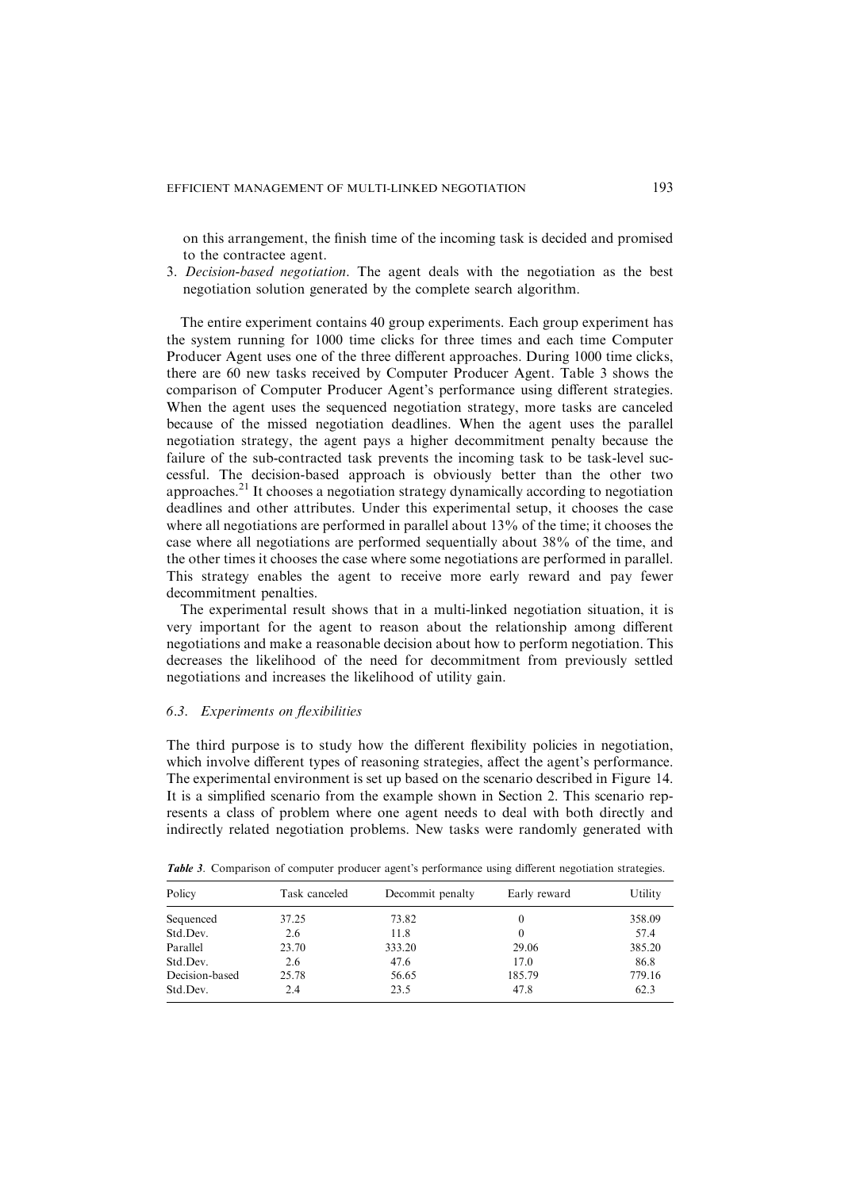on this arrangement, the finish time of the incoming task is decided and promised to the contractee agent.

3. *Decision-based negotiation*. The agent deals with the negotiation as the best negotiation solution generated by the complete search algorithm.

The entire experiment contains 40 group experiments. Each group experiment has the system running for 1000 time clicks for three times and each time Computer Producer Agent uses one of the three different approaches. During 1000 time clicks, there are 60 new tasks received by Computer Producer Agent. Table 3 shows the comparison of Computer Producer Agent's performance using different strategies. When the agent uses the sequenced negotiation strategy, more tasks are canceled because of the missed negotiation deadlines. When the agent uses the parallel negotiation strategy, the agent pays a higher decommitment penalty because the failure of the sub-contracted task prevents the incoming task to be task-level successful. The decision-based approach is obviously better than the other two approaches.[21] It chooses a negotiation strategy dynamically according to negotiation deadlines and other attributes. Under this experimental setup, it chooses the case where all negotiations are performed in parallel about 13% of the time; it chooses the case where all negotiations are performed sequentially about 38% of the time, and the other times it chooses the case where some negotiations are performed in parallel. This strategy enables the agent to receive more early reward and pay fewer decommitment penalties.

The experimental result shows that in a multi-linked negotiation situation, it is very important for the agent to reason about the relationship among different negotiations and make a reasonable decision about how to perform negotiation. This decreases the likelihood of the need for decommitment from previously settled negotiations and increases the likelihood of utility gain.

### 6.3. Experiments on flexibilities

The third purpose is to study how the different flexibility policies in negotiation, which involve different types of reasoning strategies, affect the agent's performance. The experimental environment is set up based on the scenario described in Figure 14. It is a simplified scenario from the example shown in Section 2. This scenario represents a class of problem where one agent needs to deal with both directly and indirectly related negotiation problems. New tasks were randomly generated with

*Table 3*. Comparison of computer producer agent's performance using different negotiation strategies.

| Policy | Task canceled | Decommit penalty | Early reward | Utility |
|---|---|---|---|---|
| Sequenced | 37.25 | 73.82 | 0 | 358.09 |
| Std.Dev. | 2.6 | 11.8 | 0 | 57.4 |
| Parallel | 23.70 | 333.20 | 29.06 | 385.20 |
| Std.Dev. | 2.6 | 47.6 | 17.0 | 86.8 |
| Decision-based | 25.78 | 56.65 | 185.79 | 779.16 |
| Std.Dev. | 2.4 | 23.5 | 47.8 | 62.3 |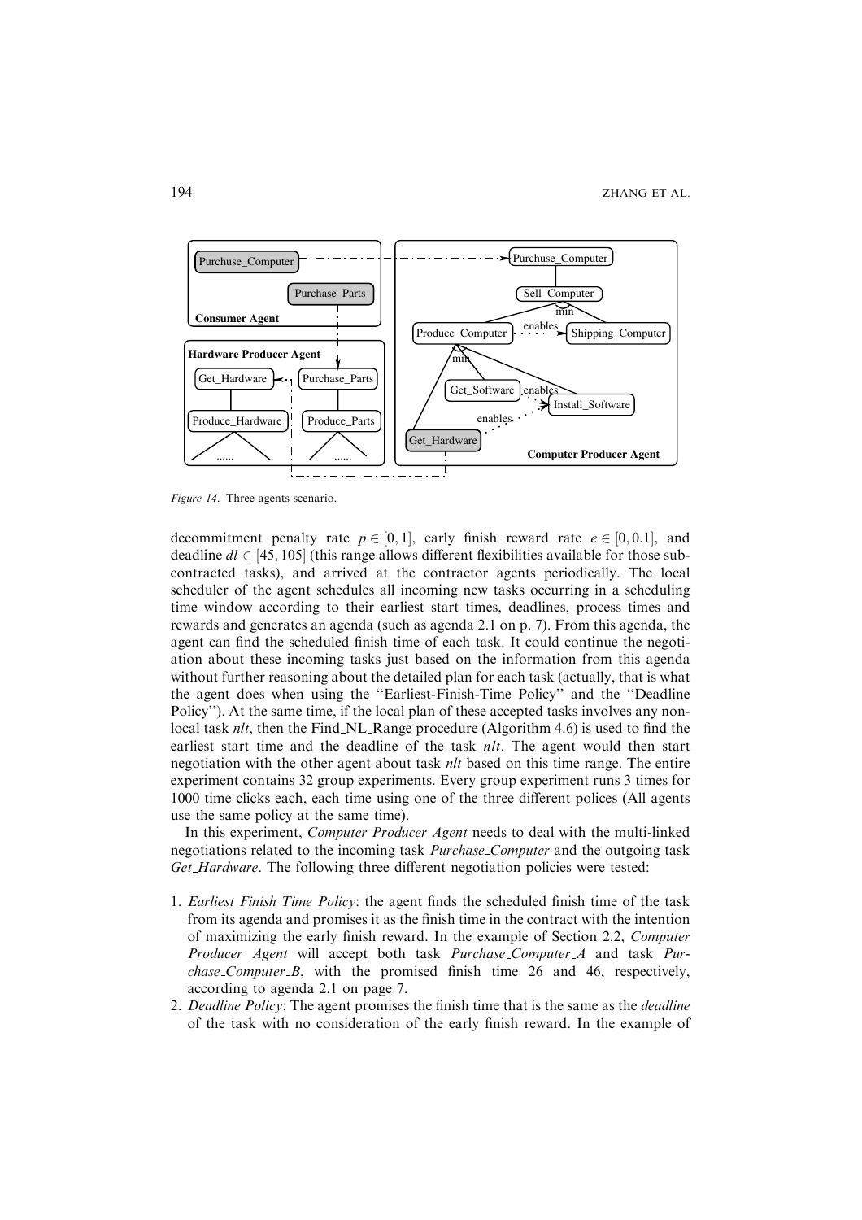*Figure 14.* Three agents scenario.

decommitment penalty rate $p \in [0, 1]$, early finish reward rate $e \in [0, 0.1]$, and deadline $dl \in [45, 105]$ (this range allows different flexibilities available for those subcontracted tasks), and arrived at the contractor agents periodically. The local scheduler of the agent schedules all incoming new tasks occurring in a scheduling time window according to their earliest start times, deadlines, process times and rewards and generates an agenda (such as agenda 2.1 on p. 7). From this agenda, the agent can find the scheduled finish time of each task. It could continue the negotiation about these incoming tasks just based on the information from this agenda without further reasoning about the detailed plan for each task (actually, that is what the agent does when using the "Earliest-Finish-Time Policy" and the "Deadline Policy"). At the same time, if the local plan of these accepted tasks involves any non-local task *nlt*, then the Find_NL_Range procedure (Algorithm 4.6) is used to find the earliest start time and the deadline of the task *nlt*. The agent would then start negotiation with the other agent about task *nlt* based on this time range. The entire experiment contains 32 group experiments. Every group experiment runs 3 times for 1000 time clicks each, each time using one of the three different polices (All agents use the same policy at the same time).

In this experiment, *Computer Producer Agent* needs to deal with the multi-linked negotiations related to the incoming task *Purchase_Computer* and the outgoing task *Get_Hardware*. The following three different negotiation policies were tested:

1. *Earliest Finish Time Policy*: the agent finds the scheduled finish time of the task from its agenda and promises it as the finish time in the contract with the intention of maximizing the early finish reward. In the example of Section 2.2, *Computer Producer Agent* will accept both task *Purchase_Computer_A* and task *Purchase_Computer_B*, with the promised finish time 26 and 46, respectively, according to agenda 2.1 on page 7.
2. *Deadline Policy*: The agent promises the finish time that is the same as the *deadline* of the task with no consideration of the early finish reward. In the example of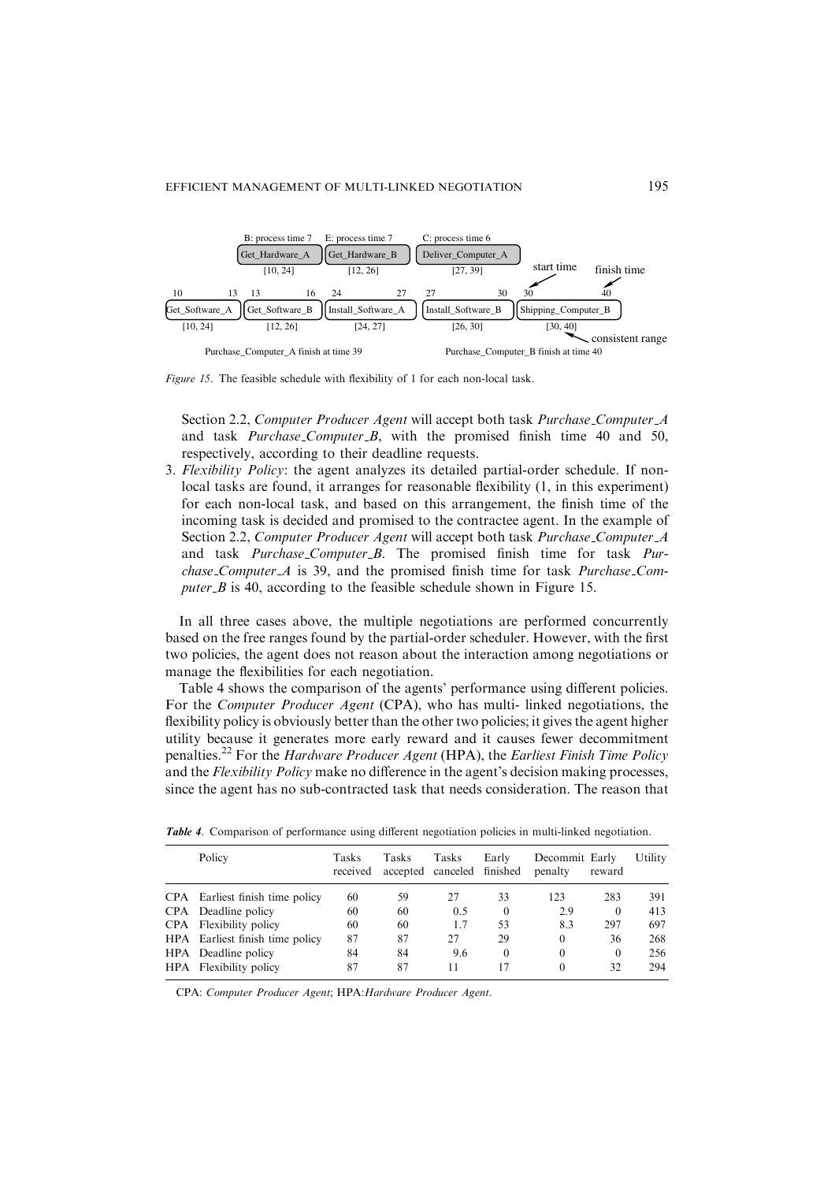B: process time 7 E: process time 7 C: process time 6

Get_Hardware_A [10, 24] | Get_Hardware_B [12, 26] | Deliver_Computer_A [27, 39]

start time | finish time

10 13 Get_Software_A [10, 24] | 13 16 Get_Software_B [12, 26] | 24 27 Install_Software_A [24, 27] | 27 30 Install_Software_B [26, 30] | 30 40 Shipping_Computer_B [30, 40]

consistent range

Purchase_Computer_A finish at time 39 | Purchase_Computer_B finish at time 40

*Figure 15*. The feasible schedule with flexibility of 1 for each non-local task.

Section 2.2, *Computer Producer Agent* will accept both task *Purchase_Computer_A* and task *Purchase_Computer_B*, with the promised finish time 40 and 50, respectively, according to their deadline requests.

3. *Flexibility Policy*: the agent analyzes its detailed partial-order schedule. If non-local tasks are found, it arranges for reasonable flexibility (1, in this experiment) for each non-local task, and based on this arrangement, the finish time of the incoming task is decided and promised to the contractee agent. In the example of Section 2.2, *Computer Producer Agent* will accept both task *Purchase_Computer_A* and task *Purchase_Computer_B*. The promised finish time for task *Purchase_Computer_A* is 39, and the promised finish time for task *Purchase_Computer_B* is 40, according to the feasible schedule shown in Figure 15.

In all three cases above, the multiple negotiations are performed concurrently based on the free ranges found by the partial-order scheduler. However, with the first two policies, the agent does not reason about the interaction among negotiations or manage the flexibilities for each negotiation.

Table 4 shows the comparison of the agents' performance using different policies. For the *Computer Producer Agent* (CPA), who has multi- linked negotiations, the flexibility policy is obviously better than the other two policies; it gives the agent higher utility because it generates more early reward and it causes fewer decommitment penalties.[22] For the *Hardware Producer Agent* (HPA), the *Earliest Finish Time Policy* and the *Flexibility Policy* make no difference in the agent's decision making processes, since the agent has no sub-contracted task that needs consideration. The reason that

*Table 4*. Comparison of performance using different negotiation policies in multi-linked negotiation.

| | Policy | Tasks received | Tasks accepted | Tasks canceled | Early finished | Decommit penalty | Early reward | Utility |
|---|---|---|---|---|---|---|---|---|
| CPA | Earliest finish time policy | 60 | 59 | 27 | 33 | 123 | 283 | 391 |
| CPA | Deadline policy | 60 | 60 | 0.5 | 0 | 2.9 | 0 | 413 |
| CPA | Flexibility policy | 60 | 60 | 1.7 | 53 | 8.3 | 297 | 697 |
| HPA | Earliest finish time policy | 87 | 87 | 27 | 29 | 0 | 36 | 268 |
| HPA | Deadline policy | 84 | 84 | 9.6 | 0 | 0 | 0 | 256 |
| HPA | Flexibility policy | 87 | 87 | 11 | 17 | 0 | 32 | 294 |

CPA: *Computer Producer Agent*; HPA: *Hardware Producer Agent*.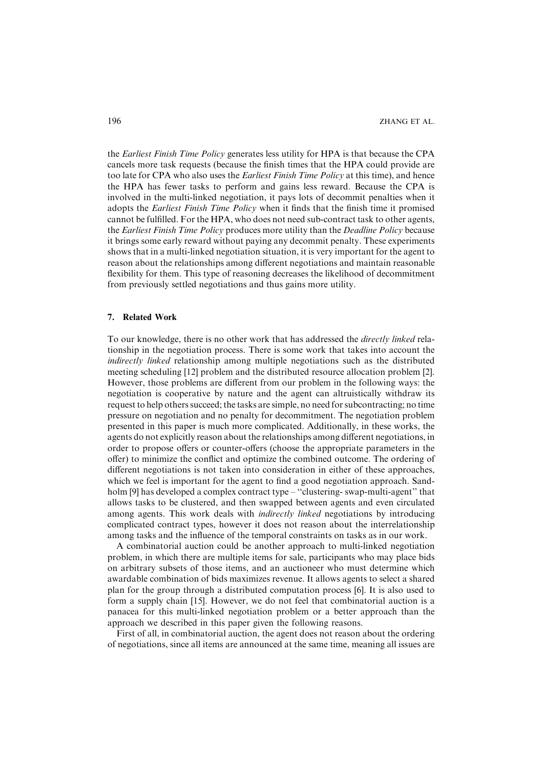the *Earliest Finish Time Policy* generates less utility for HPA is that because the CPA cancels more task requests (because the finish times that the HPA could provide are too late for CPA who also uses the *Earliest Finish Time Policy* at this time), and hence the HPA has fewer tasks to perform and gains less reward. Because the CPA is involved in the multi-linked negotiation, it pays lots of decommit penalties when it adopts the *Earliest Finish Time Policy* when it finds that the finish time it promised cannot be fulfilled. For the HPA, who does not need sub-contract task to other agents, the *Earliest Finish Time Policy* produces more utility than the *Deadline Policy* because it brings some early reward without paying any decommit penalty. These experiments shows that in a multi-linked negotiation situation, it is very important for the agent to reason about the relationships among different negotiations and maintain reasonable flexibility for them. This type of reasoning decreases the likelihood of decommitment from previously settled negotiations and thus gains more utility.

## 7. Related Work

To our knowledge, there is no other work that has addressed the *directly linked* relationship in the negotiation process. There is some work that takes into account the *indirectly linked* relationship among multiple negotiations such as the distributed meeting scheduling [12] problem and the distributed resource allocation problem [2]. However, those problems are different from our problem in the following ways: the negotiation is cooperative by nature and the agent can altruistically withdraw its request to help others succeed; the tasks are simple, no need for subcontracting; no time pressure on negotiation and no penalty for decommitment. The negotiation problem presented in this paper is much more complicated. Additionally, in these works, the agents do not explicitly reason about the relationships among different negotiations, in order to propose offers or counter-offers (choose the appropriate parameters in the offer) to minimize the conflict and optimize the combined outcome. The ordering of different negotiations is not taken into consideration in either of these approaches, which we feel is important for the agent to find a good negotiation approach. Sandholm [9] has developed a complex contract type – "clustering- swap-multi-agent" that allows tasks to be clustered, and then swapped between agents and even circulated among agents. This work deals with *indirectly linked* negotiations by introducing complicated contract types, however it does not reason about the interrelationship among tasks and the influence of the temporal constraints on tasks as in our work.

A combinatorial auction could be another approach to multi-linked negotiation problem, in which there are multiple items for sale, participants who may place bids on arbitrary subsets of those items, and an auctioneer who must determine which awardable combination of bids maximizes revenue. It allows agents to select a shared plan for the group through a distributed computation process [6]. It is also used to form a supply chain [15]. However, we do not feel that combinatorial auction is a panacea for this multi-linked negotiation problem or a better approach than the approach we described in this paper given the following reasons.

First of all, in combinatorial auction, the agent does not reason about the ordering of negotiations, since all items are announced at the same time, meaning all issues are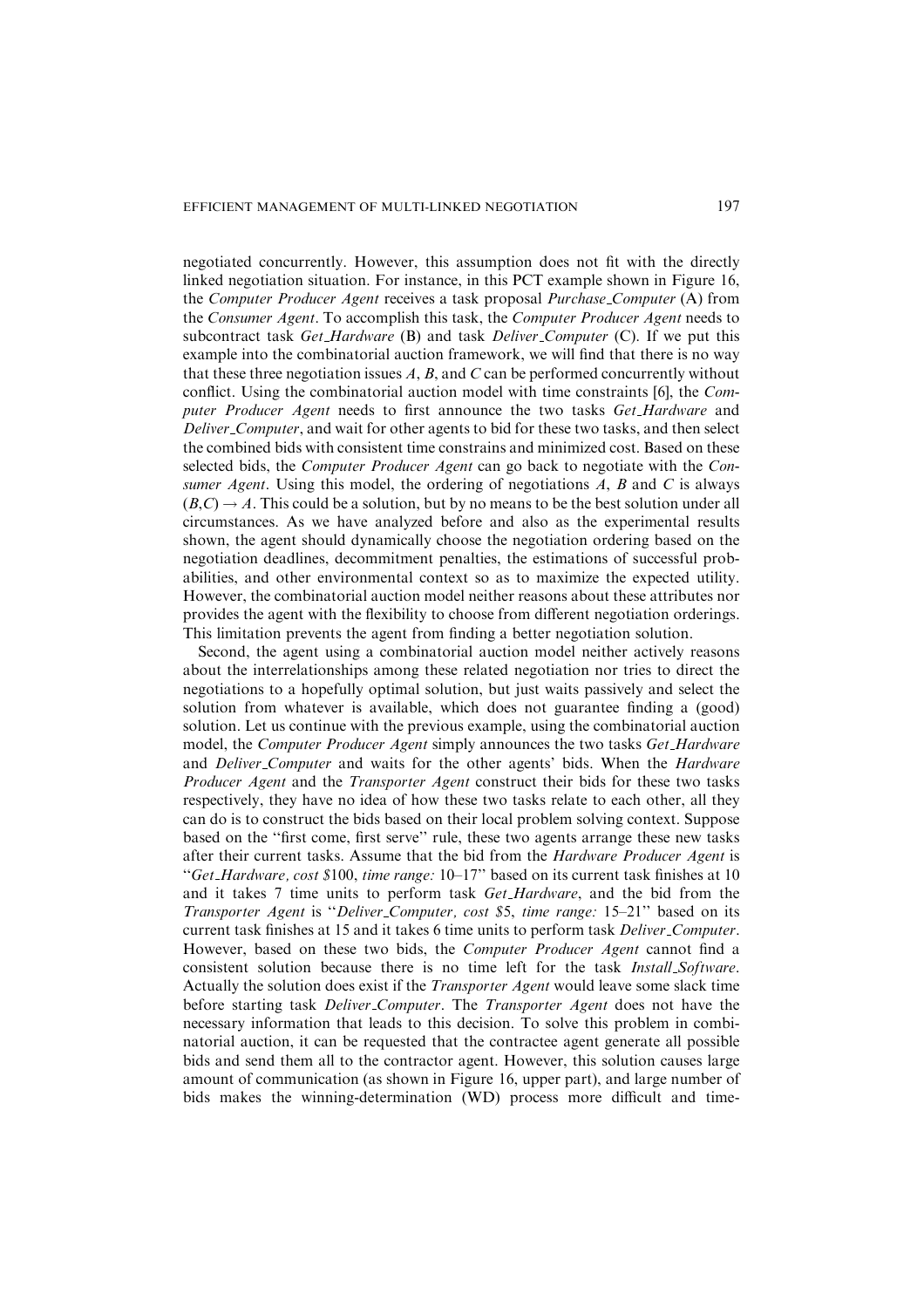negotiated concurrently. However, this assumption does not fit with the directly linked negotiation situation. For instance, in this PCT example shown in Figure 16, the *Computer Producer Agent* receives a task proposal *Purchase_Computer* (A) from the *Consumer Agent*. To accomplish this task, the *Computer Producer Agent* needs to subcontract task *Get_Hardware* (B) and task *Deliver_Computer* (C). If we put this example into the combinatorial auction framework, we will find that there is no way that these three negotiation issues $A$, $B$, and $C$ can be performed concurrently without conflict. Using the combinatorial auction model with time constraints [6], the *Computer Producer Agent* needs to first announce the two tasks *Get_Hardware* and *Deliver_Computer*, and wait for other agents to bid for these two tasks, and then select the combined bids with consistent time constrains and minimized cost. Based on these selected bids, the *Computer Producer Agent* can go back to negotiate with the *Consumer Agent*. Using this model, the ordering of negotiations $A$, $B$ and $C$ is always $(B,C) \rightarrow A$. This could be a solution, but by no means to be the best solution under all circumstances. As we have analyzed before and also as the experimental results shown, the agent should dynamically choose the negotiation ordering based on the negotiation deadlines, decommitment penalties, the estimations of successful probabilities, and other environmental context so as to maximize the expected utility. However, the combinatorial auction model neither reasons about these attributes nor provides the agent with the flexibility to choose from different negotiation orderings. This limitation prevents the agent from finding a better negotiation solution.

Second, the agent using a combinatorial auction model neither actively reasons about the interrelationships among these related negotiation nor tries to direct the negotiations to a hopefully optimal solution, but just waits passively and select the solution from whatever is available, which does not guarantee finding a (good) solution. Let us continue with the previous example, using the combinatorial auction model, the *Computer Producer Agent* simply announces the two tasks *Get_Hardware* and *Deliver_Computer* and waits for the other agents' bids. When the *Hardware Producer Agent* and the *Transporter Agent* construct their bids for these two tasks respectively, they have no idea of how these two tasks relate to each other, all they can do is to construct the bids based on their local problem solving context. Suppose based on the "first come, first serve" rule, these two agents arrange these new tasks after their current tasks. Assume that the bid from the *Hardware Producer Agent* is "*Get_Hardware, cost* \$100, *time range:* 10–17" based on its current task finishes at 10 and it takes 7 time units to perform task *Get_Hardware*, and the bid from the *Transporter Agent* is "*Deliver_Computer, cost* \$5, *time range:* 15–21" based on its current task finishes at 15 and it takes 6 time units to perform task *Deliver_Computer*. However, based on these two bids, the *Computer Producer Agent* cannot find a consistent solution because there is no time left for the task *Install_Software*. Actually the solution does exist if the *Transporter Agent* would leave some slack time before starting task *Deliver_Computer*. The *Transporter Agent* does not have the necessary information that leads to this decision. To solve this problem in combinatorial auction, it can be requested that the contractee agent generate all possible bids and send them all to the contractor agent. However, this solution causes large amount of communication (as shown in Figure 16, upper part), and large number of bids makes the winning-determination (WD) process more difficult and time-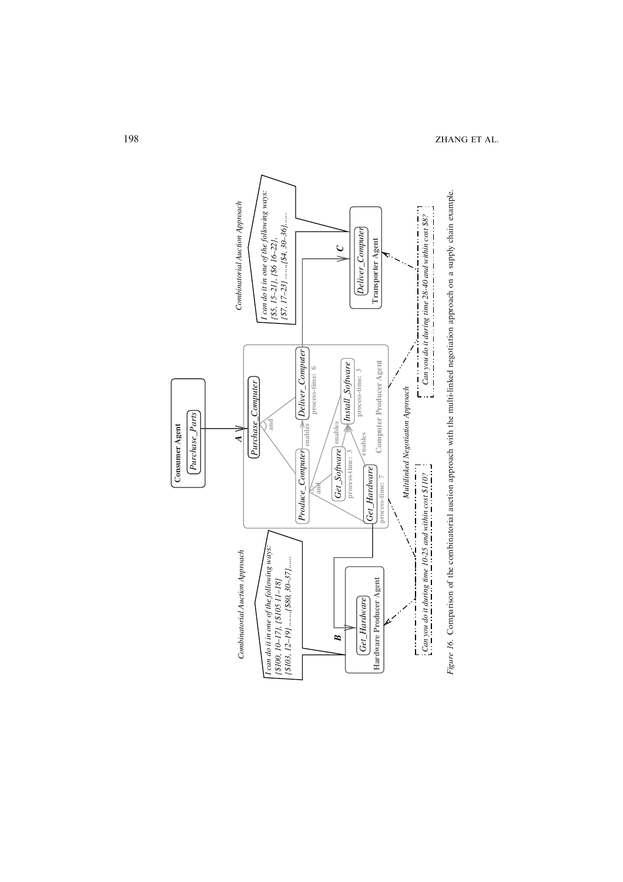*Figure 16.* Comparison of the combinatorial auction approach with the multi-linked negotiation approach on a supply chain example.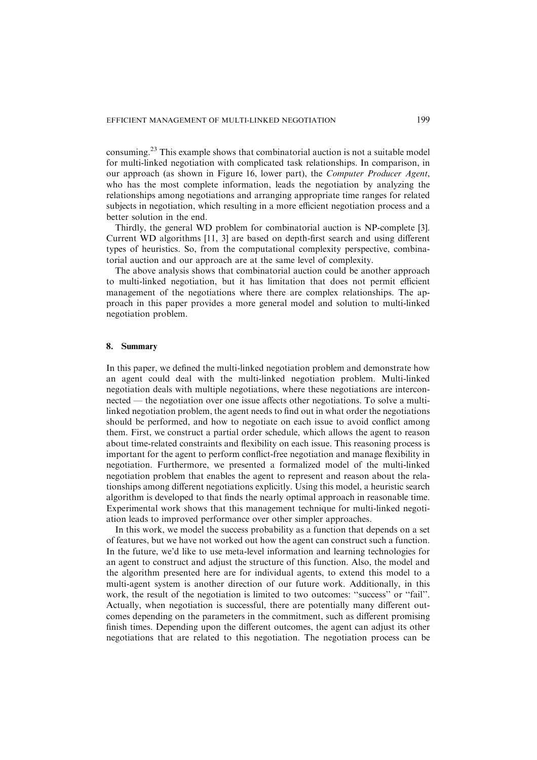consuming.[23] This example shows that combinatorial auction is not a suitable model for multi-linked negotiation with complicated task relationships. In comparison, in our approach (as shown in Figure 16, lower part), the *Computer Producer Agent*, who has the most complete information, leads the negotiation by analyzing the relationships among negotiations and arranging appropriate time ranges for related subjects in negotiation, which resulting in a more efficient negotiation process and a better solution in the end.

Thirdly, the general WD problem for combinatorial auction is NP-complete [3]. Current WD algorithms [11, 3] are based on depth-first search and using different types of heuristics. So, from the computational complexity perspective, combinatorial auction and our approach are at the same level of complexity.

The above analysis shows that combinatorial auction could be another approach to multi-linked negotiation, but it has limitation that does not permit efficient management of the negotiations where there are complex relationships. The approach in this paper provides a more general model and solution to multi-linked negotiation problem.

## 8. Summary

In this paper, we defined the multi-linked negotiation problem and demonstrate how an agent could deal with the multi-linked negotiation problem. Multi-linked negotiation deals with multiple negotiations, where these negotiations are interconnected — the negotiation over one issue affects other negotiations. To solve a multi-linked negotiation problem, the agent needs to find out in what order the negotiations should be performed, and how to negotiate on each issue to avoid conflict among them. First, we construct a partial order schedule, which allows the agent to reason about time-related constraints and flexibility on each issue. This reasoning process is important for the agent to perform conflict-free negotiation and manage flexibility in negotiation. Furthermore, we presented a formalized model of the multi-linked negotiation problem that enables the agent to represent and reason about the relationships among different negotiations explicitly. Using this model, a heuristic search algorithm is developed to that finds the nearly optimal approach in reasonable time. Experimental work shows that this management technique for multi-linked negotiation leads to improved performance over other simpler approaches.

In this work, we model the success probability as a function that depends on a set of features, but we have not worked out how the agent can construct such a function. In the future, we'd like to use meta-level information and learning technologies for an agent to construct and adjust the structure of this function. Also, the model and the algorithm presented here are for individual agents, to extend this model to a multi-agent system is another direction of our future work. Additionally, in this work, the result of the negotiation is limited to two outcomes: "success" or "fail". Actually, when negotiation is successful, there are potentially many different outcomes depending on the parameters in the commitment, such as different promising finish times. Depending upon the different outcomes, the agent can adjust its other negotiations that are related to this negotiation. The negotiation process can be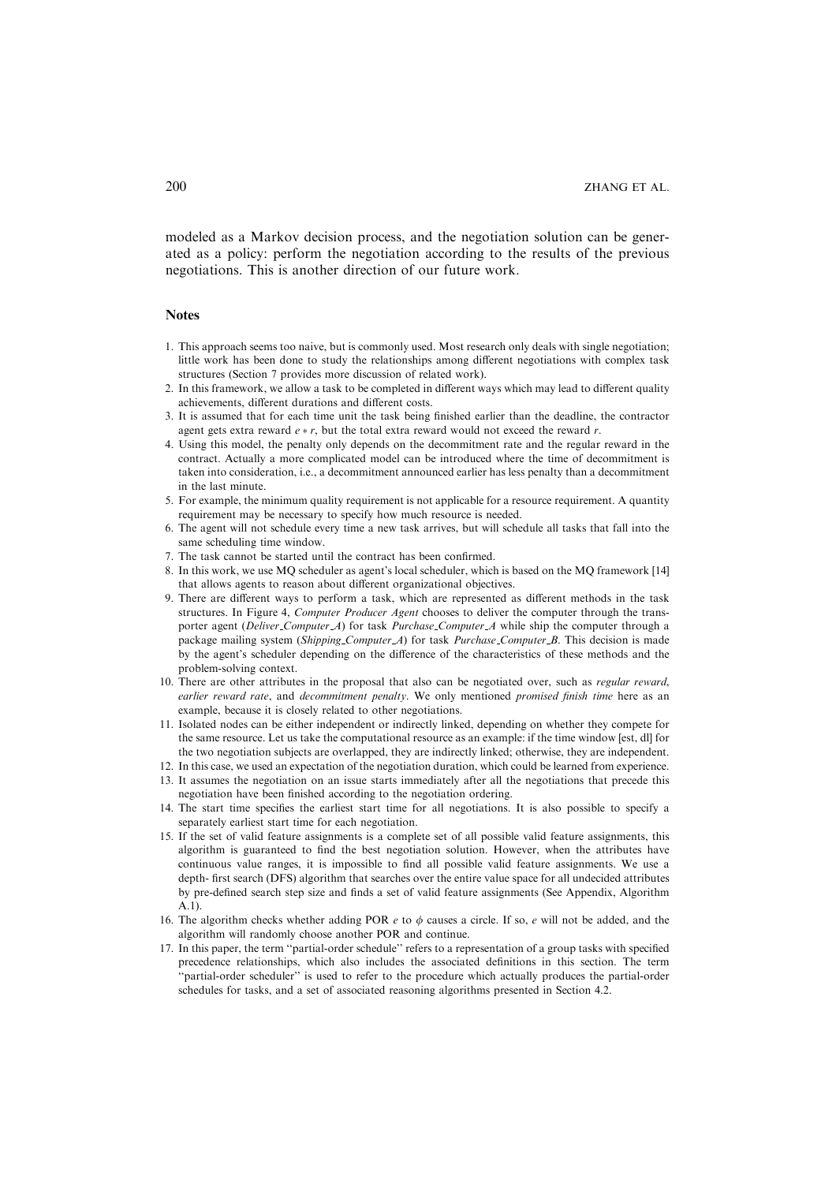modeled as a Markov decision process, and the negotiation solution can be generated as a policy: perform the negotiation according to the results of the previous negotiations. This is another direction of our future work.

## Notes

1. This approach seems too naive, but is commonly used. Most research only deals with single negotiation; little work has been done to study the relationships among different negotiations with complex task structures (Section 7 provides more discussion of related work).
2. In this framework, we allow a task to be completed in different ways which may lead to different quality achievements, different durations and different costs.
3. It is assumed that for each time unit the task being finished earlier than the deadline, the contractor agent gets extra reward $e * r$, but the total extra reward would not exceed the reward $r$.
4. Using this model, the penalty only depends on the decommitment rate and the regular reward in the contract. Actually a more complicated model can be introduced where the time of decommitment is taken into consideration, i.e., a decommitment announced earlier has less penalty than a decommitment in the last minute.
5. For example, the minimum quality requirement is not applicable for a resource requirement. A quantity requirement may be necessary to specify how much resource is needed.
6. The agent will not schedule every time a new task arrives, but will schedule all tasks that fall into the same scheduling time window.
7. The task cannot be started until the contract has been confirmed.
8. In this work, we use MQ scheduler as agent's local scheduler, which is based on the MQ framework [14] that allows agents to reason about different organizational objectives.
9. There are different ways to perform a task, which are represented as different methods in the task structures. In Figure 4, *Computer Producer Agent* chooses to deliver the computer through the transporter agent (*Deliver_Computer_A*) for task *Purchase_Computer_A* while ship the computer through a package mailing system (*Shipping_Computer_A*) for task *Purchase_Computer_B*. This decision is made by the agent's scheduler depending on the difference of the characteristics of these methods and the problem-solving context.
10. There are other attributes in the proposal that also can be negotiated over, such as *regular reward*, *earlier reward rate*, and *decommitment penalty*. We only mentioned *promised finish time* here as an example, because it is closely related to other negotiations.
11. Isolated nodes can be either independent or indirectly linked, depending on whether they compete for the same resource. Let us take the computational resource as an example: if the time window [est, dl] for the two negotiation subjects are overlapped, they are indirectly linked; otherwise, they are independent.
12. In this case, we used an expectation of the negotiation duration, which could be learned from experience.
13. It assumes the negotiation on an issue starts immediately after all the negotiations that precede this negotiation have been finished according to the negotiation ordering.
14. The start time specifies the earliest start time for all negotiations. It is also possible to specify a separately earliest start time for each negotiation.
15. If the set of valid feature assignments is a complete set of all possible valid feature assignments, this algorithm is guaranteed to find the best negotiation solution. However, when the attributes have continuous value ranges, it is impossible to find all possible valid feature assignments. We use a depth- first search (DFS) algorithm that searches over the entire value space for all undecided attributes by pre-defined search step size and finds a set of valid feature assignments (See Appendix, Algorithm A.1).
16. The algorithm checks whether adding POR $e$ to $\phi$ causes a circle. If so, $e$ will not be added, and the algorithm will randomly choose another POR and continue.
17. In this paper, the term "partial-order schedule" refers to a representation of a group tasks with specified precedence relationships, which also includes the associated definitions in this section. The term "partial-order scheduler" is used to refer to the procedure which actually produces the partial-order schedules for tasks, and a set of associated reasoning algorithms presented in Section 4.2.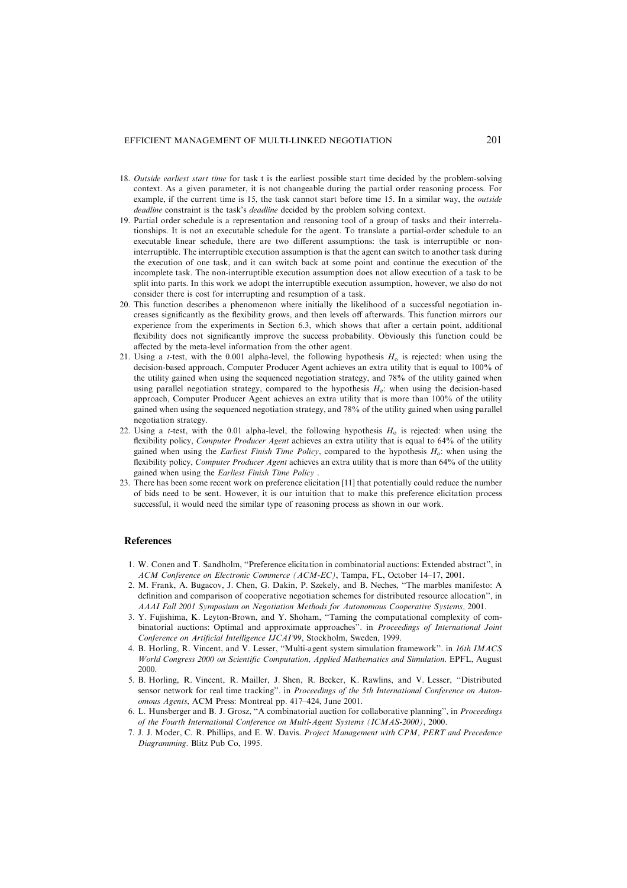18. *Outside earliest start time* for task t is the earliest possible start time decided by the problem-solving context. As a given parameter, it is not changeable during the partial order reasoning process. For example, if the current time is 15, the task cannot start before time 15. In a similar way, the *outside deadline* constraint is the task's *deadline* decided by the problem solving context.
19. Partial order schedule is a representation and reasoning tool of a group of tasks and their interrelationships. It is not an executable schedule for the agent. To translate a partial-order schedule to an executable linear schedule, there are two different assumptions: the task is interruptible or non-interruptible. The interruptible execution assumption is that the agent can switch to another task during the execution of one task, and it can switch back at some point and continue the execution of the incomplete task. The non-interruptible execution assumption does not allow execution of a task to be split into parts. In this work we adopt the interruptible execution assumption, however, we also do not consider there is cost for interrupting and resumption of a task.
20. This function describes a phenomenon where initially the likelihood of a successful negotiation increases significantly as the flexibility grows, and then levels off afterwards. This function mirrors our experience from the experiments in Section 6.3, which shows that after a certain point, additional flexibility does not significantly improve the success probability. Obviously this function could be affected by the meta-level information from the other agent.
21. Using a *t*-test, with the 0.001 alpha-level, the following hypothesis $H_o$ is rejected: when using the decision-based approach, Computer Producer Agent achieves an extra utility that is equal to 100% of the utility gained when using the sequenced negotiation strategy, and 78% of the utility gained when using parallel negotiation strategy, compared to the hypothesis $H_a$: when using the decision-based approach, Computer Producer Agent achieves an extra utility that is more than 100% of the utility gained when using the sequenced negotiation strategy, and 78% of the utility gained when using parallel negotiation strategy.
22. Using a *t*-test, with the 0.01 alpha-level, the following hypothesis $H_o$ is rejected: when using the flexibility policy, *Computer Producer Agent* achieves an extra utility that is equal to 64% of the utility gained when using the *Earliest Finish Time Policy*, compared to the hypothesis $H_a$: when using the flexibility policy, *Computer Producer Agent* achieves an extra utility that is more than 64% of the utility gained when using the *Earliest Finish Time Policy* .
23. There has been some recent work on preference elicitation [11] that potentially could reduce the number of bids need to be sent. However, it is our intuition that to make this preference elicitation process successful, it would need the similar type of reasoning process as shown in our work.

## References

1. W. Conen and T. Sandholm, "Preference elicitation in combinatorial auctions: Extended abstract", in *ACM Conference on Electronic Commerce (ACM-EC)*, Tampa, FL, October 14–17, 2001.
2. M. Frank, A. Bugacov, J. Chen, G. Dakin, P. Szekely, and B. Neches, "The marbles manifesto: A definition and comparison of cooperative negotiation schemes for distributed resource allocation", in *AAAI Fall 2001 Symposium on Negotiation Methods for Autonomous Cooperative Systems,* 2001.
3. Y. Fujishima, K. Leyton-Brown, and Y. Shoham, "Taming the computational complexity of combinatorial auctions: Optimal and approximate approaches". in *Proceedings of International Joint Conference on Artificial Intelligence IJCAI'99*, Stockholm, Sweden, 1999.
4. B. Horling, R. Vincent, and V. Lesser, "Multi-agent system simulation framework". in *16th IMACS World Congress 2000 on Scientific Computation, Applied Mathematics and Simulation*. EPFL, August 2000.
5. B. Horling, R. Vincent, R. Mailler, J. Shen, R. Becker, K. Rawlins, and V. Lesser, "Distributed sensor network for real time tracking". in *Proceedings of the 5th International Conference on Autonomous Agents*, ACM Press: Montreal pp. 417–424, June 2001.
6. L. Hunsberger and B. J. Grosz, "A combinatorial auction for collaborative planning", in *Proceedings of the Fourth International Conference on Multi-Agent Systems (ICMAS-2000)*, 2000.
7. J. J. Moder, C. R. Phillips, and E. W. Davis. *Project Management with CPM, PERT and Precedence Diagramming*. Blitz Pub Co, 1995.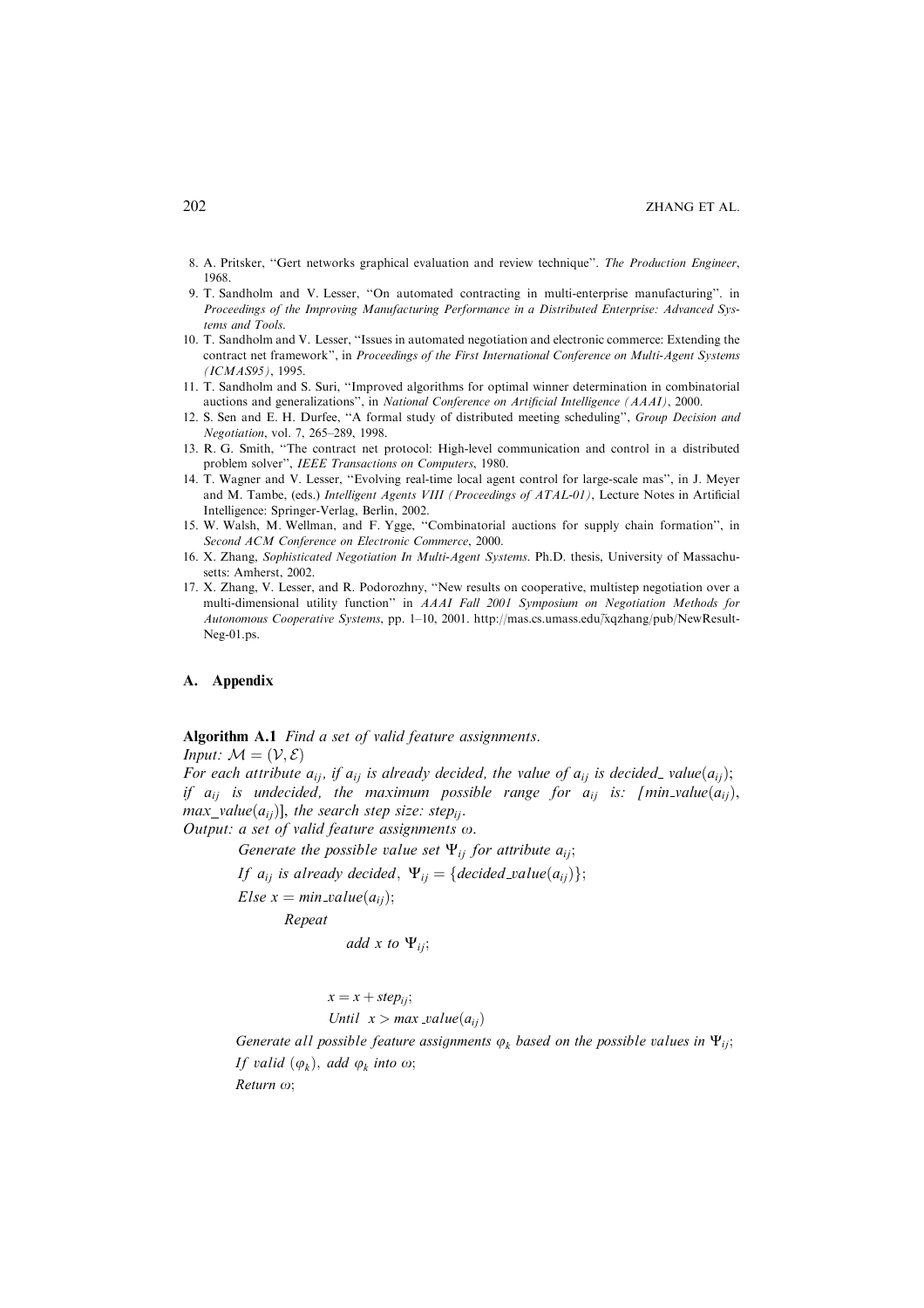8. A. Pritsker, "Gert networks graphical evaluation and review technique". *The Production Engineer*, 1968.
9. T. Sandholm and V. Lesser, "On automated contracting in multi-enterprise manufacturing". in *Proceedings of the Improving Manufacturing Performance in a Distributed Enterprise: Advanced Systems and Tools*.
10. T. Sandholm and V. Lesser, "Issues in automated negotiation and electronic commerce: Extending the contract net framework", in *Proceedings of the First International Conference on Multi-Agent Systems (ICMAS95)*, 1995.
11. T. Sandholm and S. Suri, "Improved algorithms for optimal winner determination in combinatorial auctions and generalizations", in *National Conference on Artificial Intelligence (AAAI)*, 2000.
12. S. Sen and E. H. Durfee, "A formal study of distributed meeting scheduling", *Group Decision and Negotiation*, vol. 7, 265–289, 1998.
13. R. G. Smith, "The contract net protocol: High-level communication and control in a distributed problem solver", *IEEE Transactions on Computers*, 1980.
14. T. Wagner and V. Lesser, "Evolving real-time local agent control for large-scale mas", in J. Meyer and M. Tambe, (eds.) *Intelligent Agents VIII (Proceedings of ATAL-01)*, Lecture Notes in Artificial Intelligence: Springer-Verlag, Berlin, 2002.
15. W. Walsh, M. Wellman, and F. Ygge, "Combinatorial auctions for supply chain formation", in *Second ACM Conference on Electronic Commerce*, 2000.
16. X. Zhang, *Sophisticated Negotiation In Multi-Agent Systems.* Ph.D. thesis, University of Massachusetts: Amherst, 2002.
17. X. Zhang, V. Lesser, and R. Podorozhny, "New results on cooperative, multistep negotiation over a multi-dimensional utility function" in *AAAI Fall 2001 Symposium on Negotiation Methods for Autonomous Cooperative Systems*, pp. 1–10, 2001. http://mas.cs.umass.edu/~xqzhang/pub/NewResult-Neg-01.ps.

## A. Appendix

**Algorithm A.1** *Find a set of valid feature assignments.*

*Input:* $\mathcal{M} = (\mathcal{V}, \mathcal{E})$

*For each attribute* $a_{ij}$*, if* $a_{ij}$ *is already decided, the value of* $a_{ij}$ *is decided\_ value*$(a_{ij})$*; if* $a_{ij}$ *is undecided, the maximum possible range for* $a_{ij}$ *is: [min\_value*$(a_{ij})$*, max\_value*$(a_{ij})$*], the search step size: step*$_{ij}$*.*

*Output: a set of valid feature assignments* $\omega$*.*

> *Generate the possible value set* $\Psi_{ij}$ *for attribute* $a_{ij}$*;*
>
> *If* $a_{ij}$ *is already decided,* $\Psi_{ij} = \{decided\_value(a_{ij})\}$*;*
>
> *Else* $x = min\_value(a_{ij})$*;*
>
> > *Repeat*
> >
> > > *add x to* $\Psi_{ij}$*;*
> > >
> > > $x = x + step_{ij}$*;*
> >
> > *Until* $x > max\_value(a_{ij})$
>
> *Generate all possible feature assignments* $\varphi_k$ *based on the possible values in* $\Psi_{ij}$*;*
>
> *If valid* $(\varphi_k)$*, add* $\varphi_k$ *into* $\omega$*;*
>
> *Return* $\omega$*;*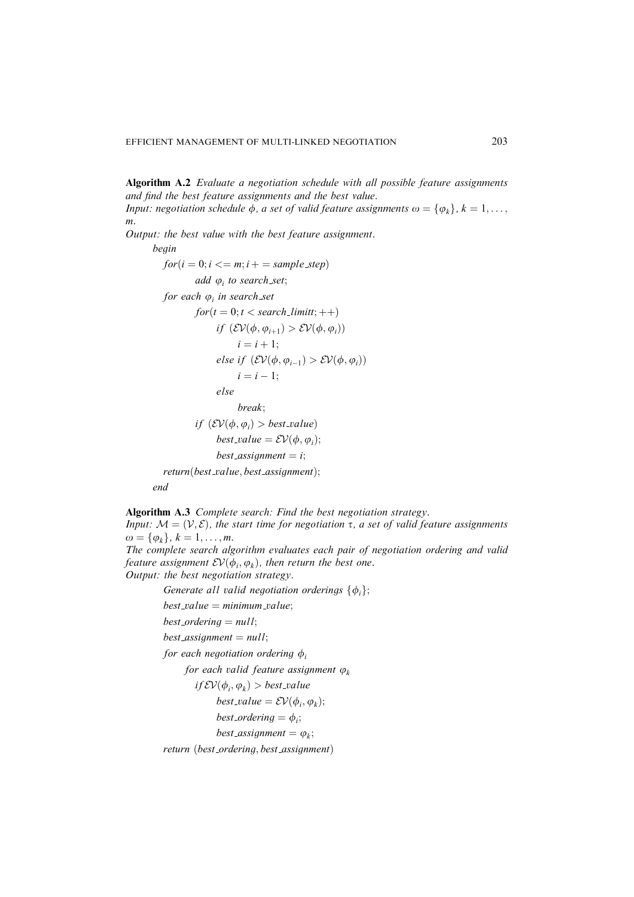**Algorithm A.2** *Evaluate a negotiation schedule with all possible feature assignments and find the best feature assignments and the best value.*
*Input: negotiation schedule $\phi$, a set of valid feature assignments $\omega = \{\varphi_k\}$, $k = 1, \ldots, m$.*
*Output: the best value with the best feature assignment.*

```
begin
    for(i = 0; i <= m; i += sample_step)
        add φ_i to search_set;
    for each φ_i in search_set
        for(t = 0; t < search_limitt; ++)
            if (EV(φ, φ_{i+1}) > EV(φ, φ_i))
                i = i + 1;
            else if (EV(φ, φ_{i-1}) > EV(φ, φ_i))
                i = i - 1;
            else
                break;
        if (EV(φ, φ_i) > best_value)
            best_value = EV(φ, φ_i);
            best_assignment = i;
    return(best_value, best_assignment);
end
```

**Algorithm A.3** *Complete search: Find the best negotiation strategy.*
*Input: $\mathcal{M} = (\mathcal{V}, \mathcal{E})$, the start time for negotiation $\tau$, a set of valid feature assignments $\omega = \{\varphi_k\}$, $k = 1, \ldots, m$.*
*The complete search algorithm evaluates each pair of negotiation ordering and valid feature assignment $\mathcal{EV}(\phi_i, \varphi_k)$, then return the best one.*
*Output: the best negotiation strategy.*

```
Generate all valid negotiation orderings {φ_i};
best_value = minimum_value;
best_ordering = null;
best_assignment = null;
for each negotiation ordering φ_i
    for each valid feature assignment φ_k
        if EV(φ_i, φ_k) > best_value
            best_value = EV(φ_i, φ_k);
            best_ordering = φ_i;
            best_assignment = φ_k;
return (best_ordering, best_assignment)
```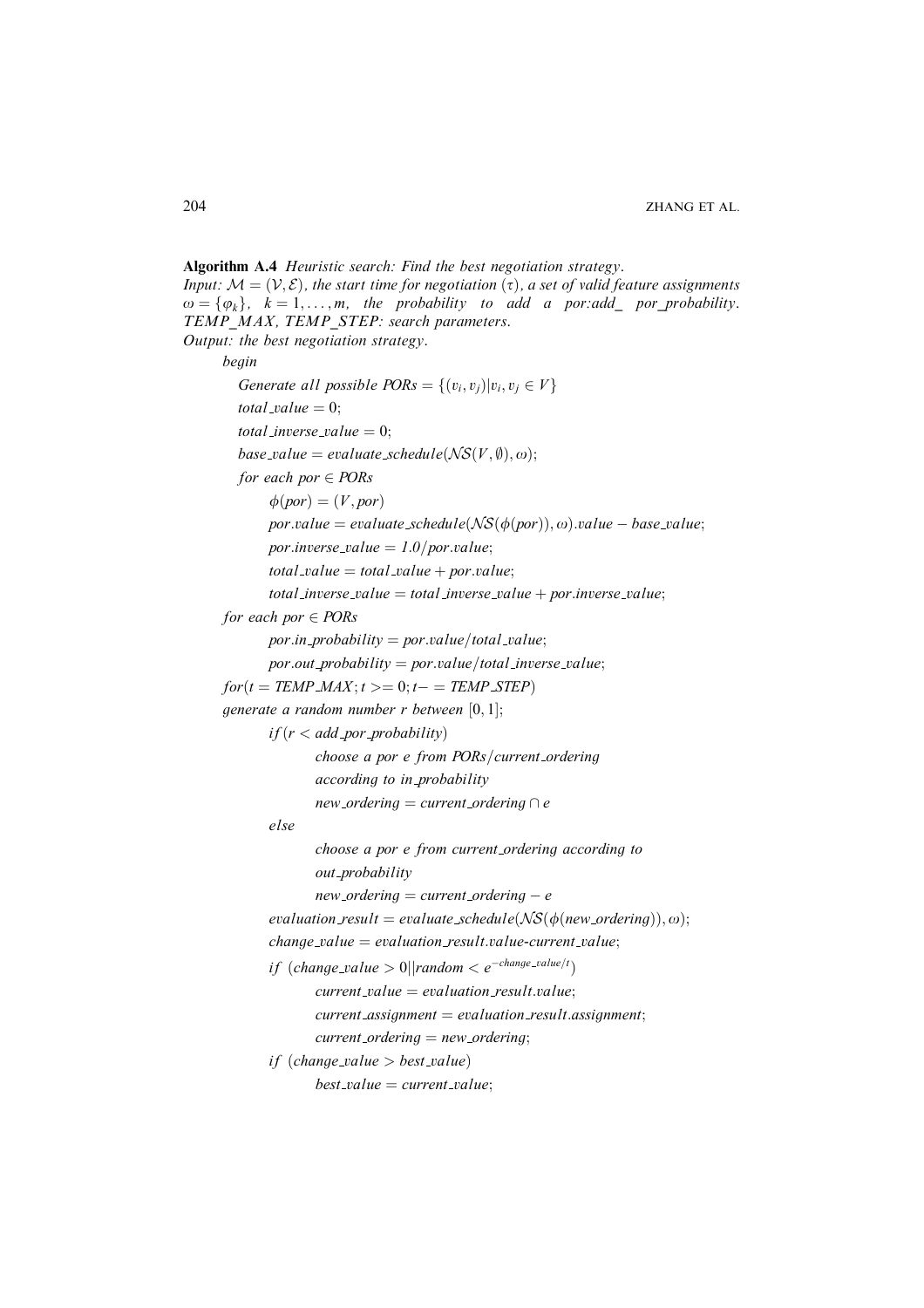**Algorithm A.4** *Heuristic search: Find the best negotiation strategy.*
*Input:* $\mathcal{M} = (\mathcal{V}, \mathcal{E})$, *the start time for negotiation* $(\tau)$, *a set of valid feature assignments* $\omega = \{\varphi_k\}$, $k = 1, \ldots, m$, *the probability to add a por:add_ por_probability. TEMP_MAX, TEMP_STEP: search parameters.*
*Output: the best negotiation strategy.*

```
begin
    Generate all possible PORs = {(v_i, v_j) | v_i, v_j ∈ V}
    total_value = 0;
    total_inverse_value = 0;
    base_value = evaluate_schedule(NS(V, ∅), ω);
    for each por ∈ PORs
        φ(por) = (V, por)
        por.value = evaluate_schedule(NS(φ(por)), ω).value − base_value;
        por.inverse_value = 1.0/por.value;
        total_value = total_value + por.value;
        total_inverse_value = total_inverse_value + por.inverse_value;
  for each por ∈ PORs
        por.in_probability = por.value/total_value;
        por.out_probability = por.value/total_inverse_value;
  for(t = TEMP_MAX; t >= 0; t− = TEMP_STEP)
  generate a random number r between [0, 1];
        if(r < add_por_probability)
              choose a por e from PORs/current_ordering
              according to in_probability
              new_ordering = current_ordering ∩ e
        else
              choose a por e from current_ordering according to
              out_probability
              new_ordering = current_ordering − e
        evaluation_result = evaluate_schedule(NS(φ(new_ordering)), ω);
        change_value = evaluation_result.value-current_value;
        if (change_value > 0||random < e^(−change_value/t))
              current_value = evaluation_result.value;
              current_assignment = evaluation_result.assignment;
              current_ordering = new_ordering;
        if (change_value > best_value)
              best_value = current_value;
```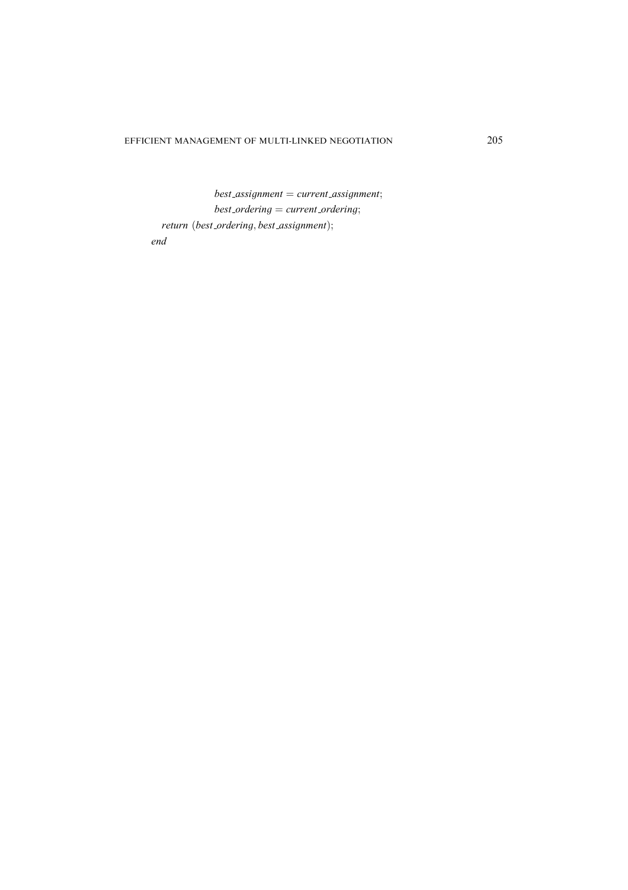```
            best_assignment = current_assignment;
            best_ordering = current_ordering;
    return (best_ordering, best_assignment);
end
```